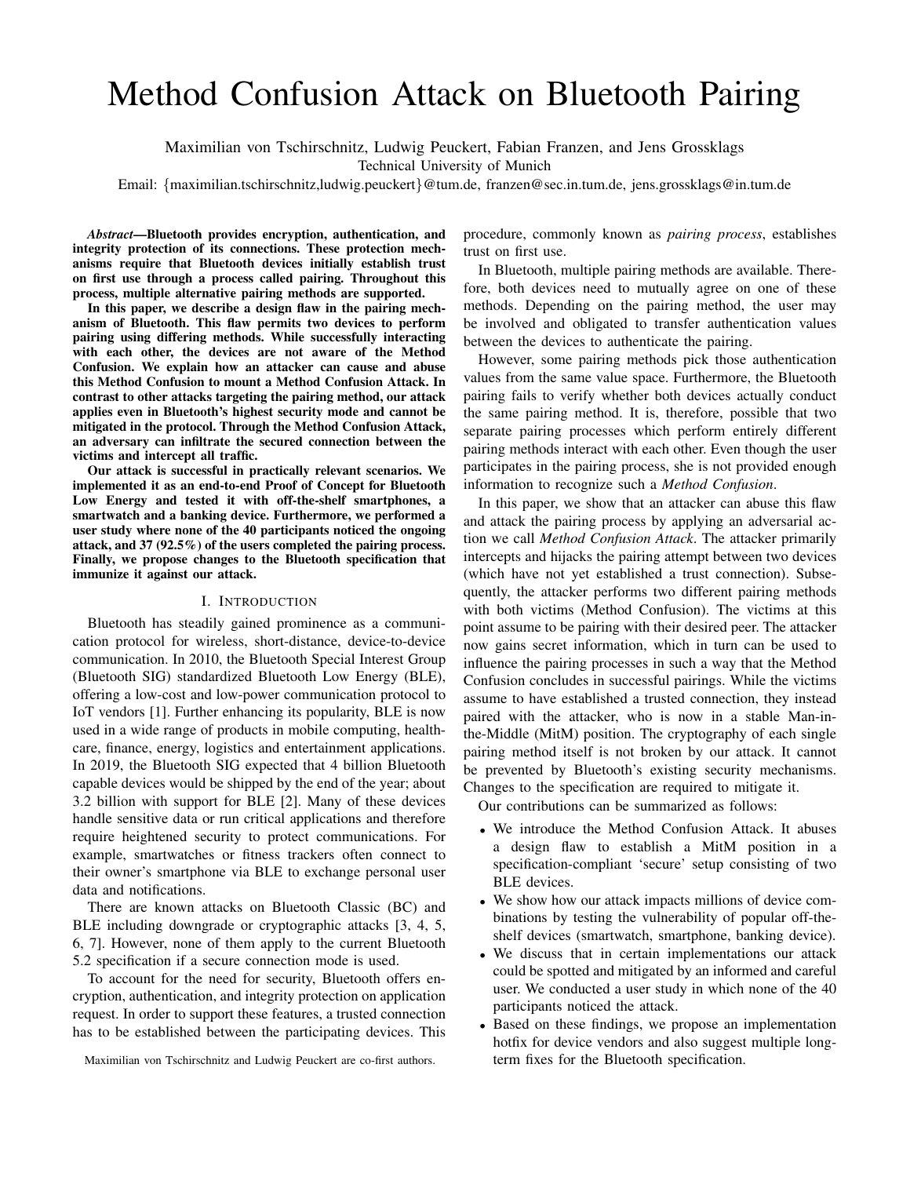# Method Confusion Attack on Bluetooth Pairing

Maximilian von Tschirschnitz, Ludwig Peuckert, Fabian Franzen, and Jens Grossklags

Technical University of Munich

Email: {maximilian.tschirschnitz,ludwig.peuckert}@tum.de, franzen@sec.in.tum.de, jens.grossklags@in.tum.de

***Abstract*—Bluetooth provides encryption, authentication, and integrity protection of its connections. These protection mechanisms require that Bluetooth devices initially establish trust on first use through a process called pairing. Throughout this process, multiple alternative pairing methods are supported.**

**In this paper, we describe a design flaw in the pairing mechanism of Bluetooth. This flaw permits two devices to perform pairing using differing methods. While successfully interacting with each other, the devices are not aware of the Method Confusion. We explain how an attacker can cause and abuse this Method Confusion to mount a Method Confusion Attack. In contrast to other attacks targeting the pairing method, our attack applies even in Bluetooth's highest security mode and cannot be mitigated in the protocol. Through the Method Confusion Attack, an adversary can infiltrate the secured connection between the victims and intercept all traffic.**

**Our attack is successful in practically relevant scenarios. We implemented it as an end-to-end Proof of Concept for Bluetooth Low Energy and tested it with off-the-shelf smartphones, a smartwatch and a banking device. Furthermore, we performed a user study where none of the 40 participants noticed the ongoing attack, and 37 (92.5%) of the users completed the pairing process. Finally, we propose changes to the Bluetooth specification that immunize it against our attack.**

## I. Introduction

Bluetooth has steadily gained prominence as a communication protocol for wireless, short-distance, device-to-device communication. In 2010, the Bluetooth Special Interest Group (Bluetooth SIG) standardized Bluetooth Low Energy (BLE), offering a low-cost and low-power communication protocol to IoT vendors [1]. Further enhancing its popularity, BLE is now used in a wide range of products in mobile computing, healthcare, finance, energy, logistics and entertainment applications. In 2019, the Bluetooth SIG expected that 4 billion Bluetooth capable devices would be shipped by the end of the year; about 3.2 billion with support for BLE [2]. Many of these devices handle sensitive data or run critical applications and therefore require heightened security to protect communications. For example, smartwatches or fitness trackers often connect to their owner's smartphone via BLE to exchange personal user data and notifications.

There are known attacks on Bluetooth Classic (BC) and BLE including downgrade or cryptographic attacks [3, 4, 5, 6, 7]. However, none of them apply to the current Bluetooth 5.2 specification if a secure connection mode is used.

To account for the need for security, Bluetooth offers encryption, authentication, and integrity protection on application request. In order to support these features, a trusted connection has to be established between the participating devices. This procedure, commonly known as *pairing process*, establishes trust on first use.

In Bluetooth, multiple pairing methods are available. Therefore, both devices need to mutually agree on one of these methods. Depending on the pairing method, the user may be involved and obligated to transfer authentication values between the devices to authenticate the pairing.

However, some pairing methods pick those authentication values from the same value space. Furthermore, the Bluetooth pairing fails to verify whether both devices actually conduct the same pairing method. It is, therefore, possible that two separate pairing processes which perform entirely different pairing methods interact with each other. Even though the user participates in the pairing process, she is not provided enough information to recognize such a *Method Confusion*.

In this paper, we show that an attacker can abuse this flaw and attack the pairing process by applying an adversarial action we call *Method Confusion Attack*. The attacker primarily intercepts and hijacks the pairing attempt between two devices (which have not yet established a trust connection). Subsequently, the attacker performs two different pairing methods with both victims (Method Confusion). The victims at this point assume to be pairing with their desired peer. The attacker now gains secret information, which in turn can be used to influence the pairing processes in such a way that the Method Confusion concludes in successful pairings. While the victims assume to have established a trusted connection, they instead paired with the attacker, who is now in a stable Man-in-the-Middle (MitM) position. The cryptography of each single pairing method itself is not broken by our attack. It cannot be prevented by Bluetooth's existing security mechanisms. Changes to the specification are required to mitigate it.

Our contributions can be summarized as follows:

- We introduce the Method Confusion Attack. It abuses a design flaw to establish a MitM position in a specification-compliant 'secure' setup consisting of two BLE devices.
- We show how our attack impacts millions of device combinations by testing the vulnerability of popular off-the-shelf devices (smartwatch, smartphone, banking device).
- We discuss that in certain implementations our attack could be spotted and mitigated by an informed and careful user. We conducted a user study in which none of the 40 participants noticed the attack.
- Based on these findings, we propose an implementation hotfix for device vendors and also suggest multiple long-term fixes for the Bluetooth specification.

Maximilian von Tschirschnitz and Ludwig Peuckert are co-first authors.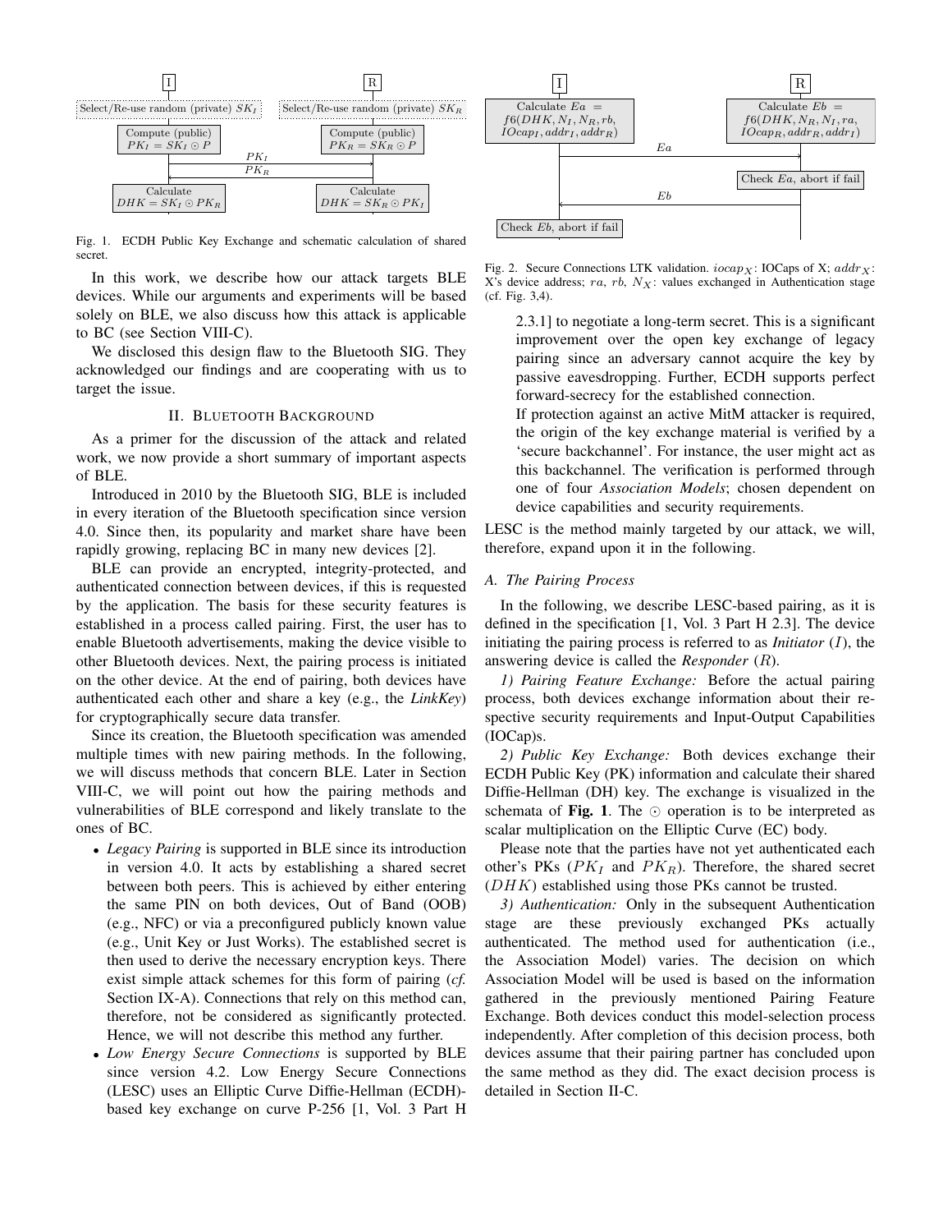Fig. 1. ECDH Public Key Exchange and schematic calculation of shared secret.

In this work, we describe how our attack targets BLE devices. While our arguments and experiments will be based solely on BLE, we also discuss how this attack is applicable to BC (see Section VIII-C).

We disclosed this design flaw to the Bluetooth SIG. They acknowledged our findings and are cooperating with us to target the issue.

## II. Bluetooth Background

As a primer for the discussion of the attack and related work, we now provide a short summary of important aspects of BLE.

Introduced in 2010 by the Bluetooth SIG, BLE is included in every iteration of the Bluetooth specification since version 4.0. Since then, its popularity and market share have been rapidly growing, replacing BC in many new devices [2].

BLE can provide an encrypted, integrity-protected, and authenticated connection between devices, if this is requested by the application. The basis for these security features is established in a process called pairing. First, the user has to enable Bluetooth advertisements, making the device visible to other Bluetooth devices. Next, the pairing process is initiated on the other device. At the end of pairing, both devices have authenticated each other and share a key (e.g., the *LinkKey*) for cryptographically secure data transfer.

Since its creation, the Bluetooth specification was amended multiple times with new pairing methods. In the following, we will discuss methods that concern BLE. Later in Section VIII-C, we will point out how the pairing methods and vulnerabilities of BLE correspond and likely translate to the ones of BC.

- *Legacy Pairing* is supported in BLE since its introduction in version 4.0. It acts by establishing a shared secret between both peers. This is achieved by either entering the same PIN on both devices, Out of Band (OOB) (e.g., NFC) or via a preconfigured publicly known value (e.g., Unit Key or Just Works). The established secret is then used to derive the necessary encryption keys. There exist simple attack schemes for this form of pairing (*cf.* Section IX-A). Connections that rely on this method can, therefore, not be considered as significantly protected. Hence, we will not describe this method any further.
- *Low Energy Secure Connections* is supported by BLE since version 4.2. Low Energy Secure Connections (LESC) uses an Elliptic Curve Diffie-Hellman (ECDH)-based key exchange on curve P-256 [1, Vol. 3 Part H 2.3.1] to negotiate a long-term secret. This is a significant improvement over the open key exchange of legacy pairing since an adversary cannot acquire the key by passive eavesdropping. Further, ECDH supports perfect forward-secrecy for the established connection.

  If protection against an active MitM attacker is required, the origin of the key exchange material is verified by a 'secure backchannel'. For instance, the user might act as this backchannel. The verification is performed through one of four *Association Models*; chosen dependent on device capabilities and security requirements.

Fig. 2. Secure Connections LTK validation. $iocap_X$: IOCaps of X; $addr_X$: X's device address; $ra$, $rb$, $N_X$: values exchanged in Authentication stage (cf. Fig. 3,4).

LESC is the method mainly targeted by our attack, we will, therefore, expand upon it in the following.

### A. The Pairing Process

In the following, we describe LESC-based pairing, as it is defined in the specification [1, Vol. 3 Part H 2.3]. The device initiating the pairing process is referred to as *Initiator* ($I$), the answering device is called the *Responder* ($R$).

*1) Pairing Feature Exchange:* Before the actual pairing process, both devices exchange information about their respective security requirements and Input-Output Capabilities (IOCap)s.

*2) Public Key Exchange:* Both devices exchange their ECDH Public Key (PK) information and calculate their shared Diffie-Hellman (DH) key. The exchange is visualized in the schemata of **Fig. 1**. The $\odot$ operation is to be interpreted as scalar multiplication on the Elliptic Curve (EC) body.

Please note that the parties have not yet authenticated each other's PKs ($PK_I$ and $PK_R$). Therefore, the shared secret ($DHK$) established using those PKs cannot be trusted.

*3) Authentication:* Only in the subsequent Authentication stage are these previously exchanged PKs actually authenticated. The method used for authentication (i.e., the Association Model) varies. The decision on which Association Model will be used is based on the information gathered in the previously mentioned Pairing Feature Exchange. Both devices conduct this model-selection process independently. After completion of this decision process, both devices assume that their pairing partner has concluded upon the same method as they did. The exact decision process is detailed in Section II-C.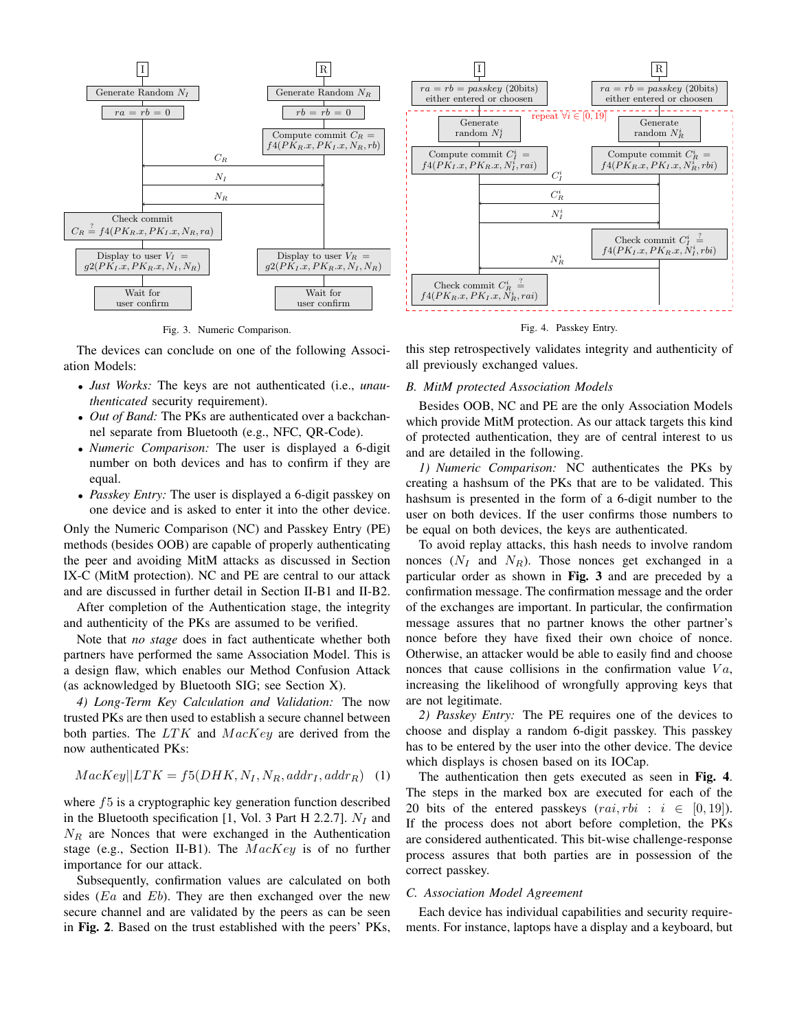Fig. 3. Numeric Comparison.

Fig. 4. Passkey Entry.

The devices can conclude on one of the following Association Models:

- *Just Works:* The keys are not authenticated (i.e., *unauthenticated* security requirement).
- *Out of Band:* The PKs are authenticated over a backchannel separate from Bluetooth (e.g., NFC, QR-Code).
- *Numeric Comparison:* The user is displayed a 6-digit number on both devices and has to confirm if they are equal.
- *Passkey Entry:* The user is displayed a 6-digit passkey on one device and is asked to enter it into the other device.

Only the Numeric Comparison (NC) and Passkey Entry (PE) methods (besides OOB) are capable of properly authenticating the peer and avoiding MitM attacks as discussed in Section IX-C (MitM protection). NC and PE are central to our attack and are discussed in further detail in Section II-B1 and II-B2.

After completion of the Authentication stage, the integrity and authenticity of the PKs are assumed to be verified.

Note that *no stage* does in fact authenticate whether both partners have performed the same Association Model. This is a design flaw, which enables our Method Confusion Attack (as acknowledged by Bluetooth SIG; see Section X).

*4) Long-Term Key Calculation and Validation:* The now trusted PKs are then used to establish a secure channel between both parties. The $LTK$ and $MacKey$ are derived from the now authenticated PKs:

$$MacKey||LTK = f5(DHK, N_I, N_R, addr_I, addr_R) \quad (1)$$

where $f5$ is a cryptographic key generation function described in the Bluetooth specification [1, Vol. 3 Part H 2.2.7]. $N_I$ and $N_R$ are Nonces that were exchanged in the Authentication stage (e.g., Section II-B1). The $MacKey$ is of no further importance for our attack.

Subsequently, confirmation values are calculated on both sides ($Ea$ and $Eb$). They are then exchanged over the new secure channel and are validated by the peers as can be seen in **Fig. 2**. Based on the trust established with the peers' PKs, this step retrospectively validates integrity and authenticity of all previously exchanged values.

### B. MitM protected Association Models

Besides OOB, NC and PE are the only Association Models which provide MitM protection. As our attack targets this kind of protected authentication, they are of central interest to us and are detailed in the following.

*1) Numeric Comparison:* NC authenticates the PKs by creating a hashsum of the PKs that are to be validated. This hashsum is presented in the form of a 6-digit number to the user on both devices. If the user confirms those numbers to be equal on both devices, the keys are authenticated.

To avoid replay attacks, this hash needs to involve random nonces ($N_I$ and $N_R$). Those nonces get exchanged in a particular order as shown in **Fig. 3** and are preceded by a confirmation message. The confirmation message and the order of the exchanges are important. In particular, the confirmation message assures that no partner knows the other partner's nonce before they have fixed their own choice of nonce. Otherwise, an attacker would be able to easily find and choose nonces that cause collisions in the confirmation value $Va$, increasing the likelihood of wrongfully approving keys that are not legitimate.

*2) Passkey Entry:* The PE requires one of the devices to choose and display a random 6-digit passkey. This passkey has to be entered by the user into the other device. The device which displays is chosen based on its IOCap.

The authentication then gets executed as seen in **Fig. 4**. The steps in the marked box are executed for each of the 20 bits of the entered passkeys ($rai, rbi : i \in [0, 19]$). If the process does not abort before completion, the PKs are considered authenticated. This bit-wise challenge-response process assures that both parties are in possession of the correct passkey.

### C. Association Model Agreement

Each device has individual capabilities and security requirements. For instance, laptops have a display and a keyboard, but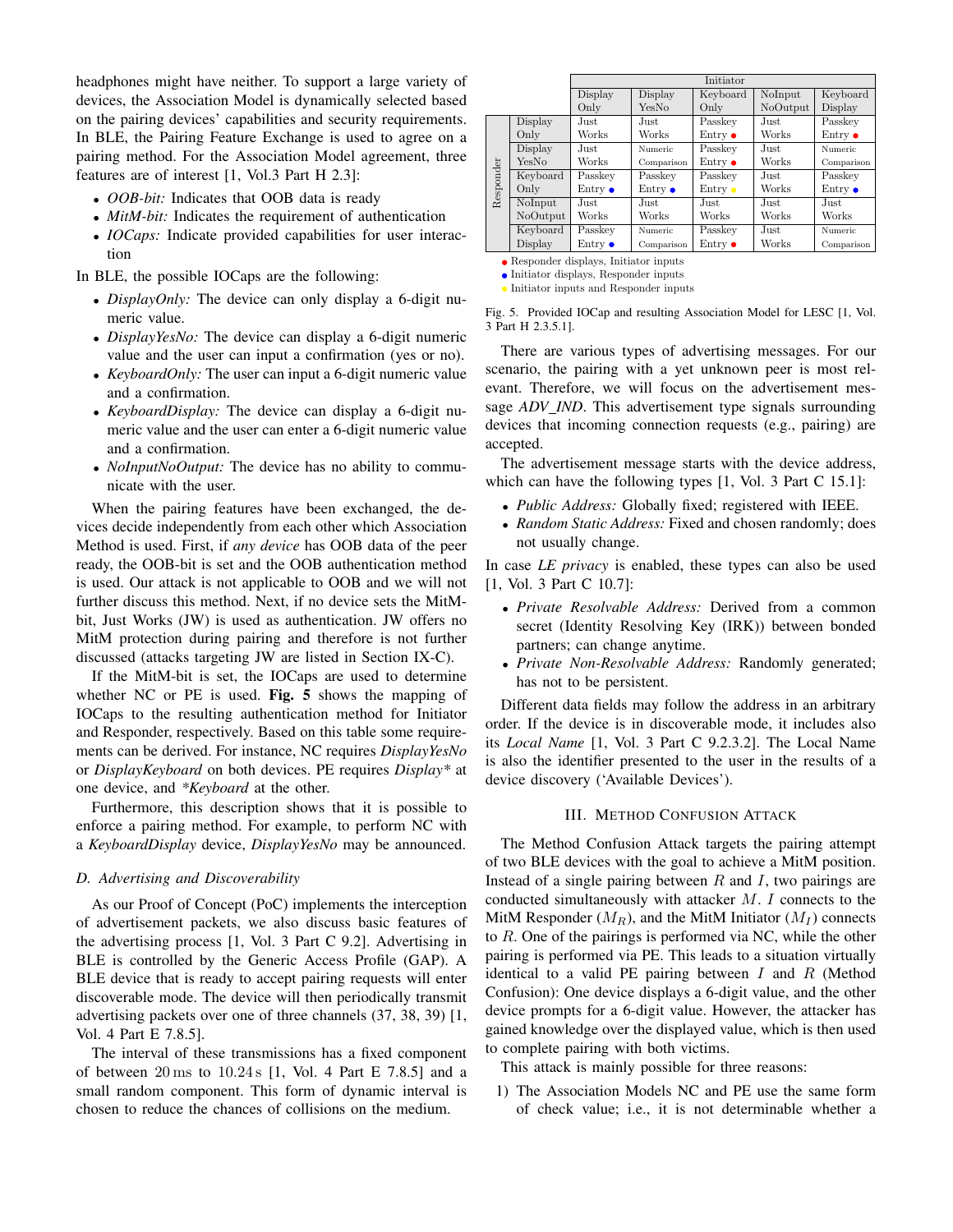headphones might have neither. To support a large variety of devices, the Association Model is dynamically selected based on the pairing devices' capabilities and security requirements. In BLE, the Pairing Feature Exchange is used to agree on a pairing method. For the Association Model agreement, three features are of interest [1, Vol.3 Part H 2.3]:

- *OOB-bit:* Indicates that OOB data is ready
- *MitM-bit:* Indicates the requirement of authentication
- *IOCaps:* Indicate provided capabilities for user interaction

In BLE, the possible IOCaps are the following:

- *DisplayOnly:* The device can only display a 6-digit numeric value.
- *DisplayYesNo:* The device can display a 6-digit numeric value and the user can input a confirmation (yes or no).
- *KeyboardOnly:* The user can input a 6-digit numeric value and a confirmation.
- *KeyboardDisplay:* The device can display a 6-digit numeric value and the user can enter a 6-digit numeric value and a confirmation.
- *NoInputNoOutput:* The device has no ability to communicate with the user.

When the pairing features have been exchanged, the devices decide independently from each other which Association Method is used. First, if *any device* has OOB data of the peer ready, the OOB-bit is set and the OOB authentication method is used. Our attack is not applicable to OOB and we will not further discuss this method. Next, if no device sets the MitM-bit, Just Works (JW) is used as authentication. JW offers no MitM protection during pairing and therefore is not further discussed (attacks targeting JW are listed in Section IX-C).

If the MitM-bit is set, the IOCaps are used to determine whether NC or PE is used. **Fig. 5** shows the mapping of IOCaps to the resulting authentication method for Initiator and Responder, respectively. Based on this table some requirements can be derived. For instance, NC requires *DisplayYesNo* or *DisplayKeyboard* on both devices. PE requires *Display\** at one device, and *\*Keyboard* at the other.

Furthermore, this description shows that it is possible to enforce a pairing method. For example, to perform NC with a *KeyboardDisplay* device, *DisplayYesNo* may be announced.

### D. Advertising and Discoverability

As our Proof of Concept (PoC) implements the interception of advertisement packets, we also discuss basic features of the advertising process [1, Vol. 3 Part C 9.2]. Advertising in BLE is controlled by the Generic Access Profile (GAP). A BLE device that is ready to accept pairing requests will enter discoverable mode. The device will then periodically transmit advertising packets over one of three channels (37, 38, 39) [1, Vol. 4 Part E 7.8.5].

The interval of these transmissions has a fixed component of between 20 ms to 10.24 s [1, Vol. 4 Part E 7.8.5] and a small random component. This form of dynamic interval is chosen to reduce the chances of collisions on the medium.

| | | Initiator | | | | |
|---|---|---|---|---|---|---|
| | | Display Only | Display YesNo | Keyboard Only | NoInput NoOutput | Keyboard Display |
| Responder | Display Only | Just Works | Just Works | Passkey Entry ● (red) | Just Works | Passkey Entry ● (red) |
| | Display YesNo | Just Works | Numeric Comparison | Passkey Entry ● (red) | Just Works | Numeric Comparison |
| | Keyboard Only | Passkey Entry ● (blue) | Passkey Entry ● (blue) | Passkey Entry ● (yellow) | Just Works | Passkey Entry ● (blue) |
| | NoInput NoOutput | Just Works | Just Works | Just Works | Just Works | Just Works |
| | Keyboard Display | Passkey Entry ● (blue) | Numeric Comparison | Passkey Entry ● (red) | Just Works | Numeric Comparison |

● (red) Responder displays, Initiator inputs
● (blue) Initiator displays, Responder inputs
● (yellow) Initiator inputs and Responder inputs

Fig. 5. Provided IOCap and resulting Association Model for LESC [1, Vol. 3 Part H 2.3.5.1].

There are various types of advertising messages. For our scenario, the pairing with a yet unknown peer is most relevant. Therefore, we will focus on the advertisement message *ADV_IND*. This advertisement type signals surrounding devices that incoming connection requests (e.g., pairing) are accepted.

The advertisement message starts with the device address, which can have the following types [1, Vol. 3 Part C 15.1]:

- *Public Address:* Globally fixed; registered with IEEE.
- *Random Static Address:* Fixed and chosen randomly; does not usually change.

In case *LE privacy* is enabled, these types can also be used [1, Vol. 3 Part C 10.7]:

- *Private Resolvable Address:* Derived from a common secret (Identity Resolving Key (IRK)) between bonded partners; can change anytime.
- *Private Non-Resolvable Address:* Randomly generated; has not to be persistent.

Different data fields may follow the address in an arbitrary order. If the device is in discoverable mode, it includes also its *Local Name* [1, Vol. 3 Part C 9.2.3.2]. The Local Name is also the identifier presented to the user in the results of a device discovery ('Available Devices').

## III. Method Confusion Attack

The Method Confusion Attack targets the pairing attempt of two BLE devices with the goal to achieve a MitM position. Instead of a single pairing between $R$ and $I$, two pairings are conducted simultaneously with attacker $M$. $I$ connects to the MitM Responder ($M_R$), and the MitM Initiator ($M_I$) connects to $R$. One of the pairings is performed via NC, while the other pairing is performed via PE. This leads to a situation virtually identical to a valid PE pairing between $I$ and $R$ (Method Confusion): One device displays a 6-digit value, and the other device prompts for a 6-digit value. However, the attacker has gained knowledge over the displayed value, which is then used to complete pairing with both victims.

This attack is mainly possible for three reasons:

1) The Association Models NC and PE use the same form of check value; i.e., it is not determinable whether a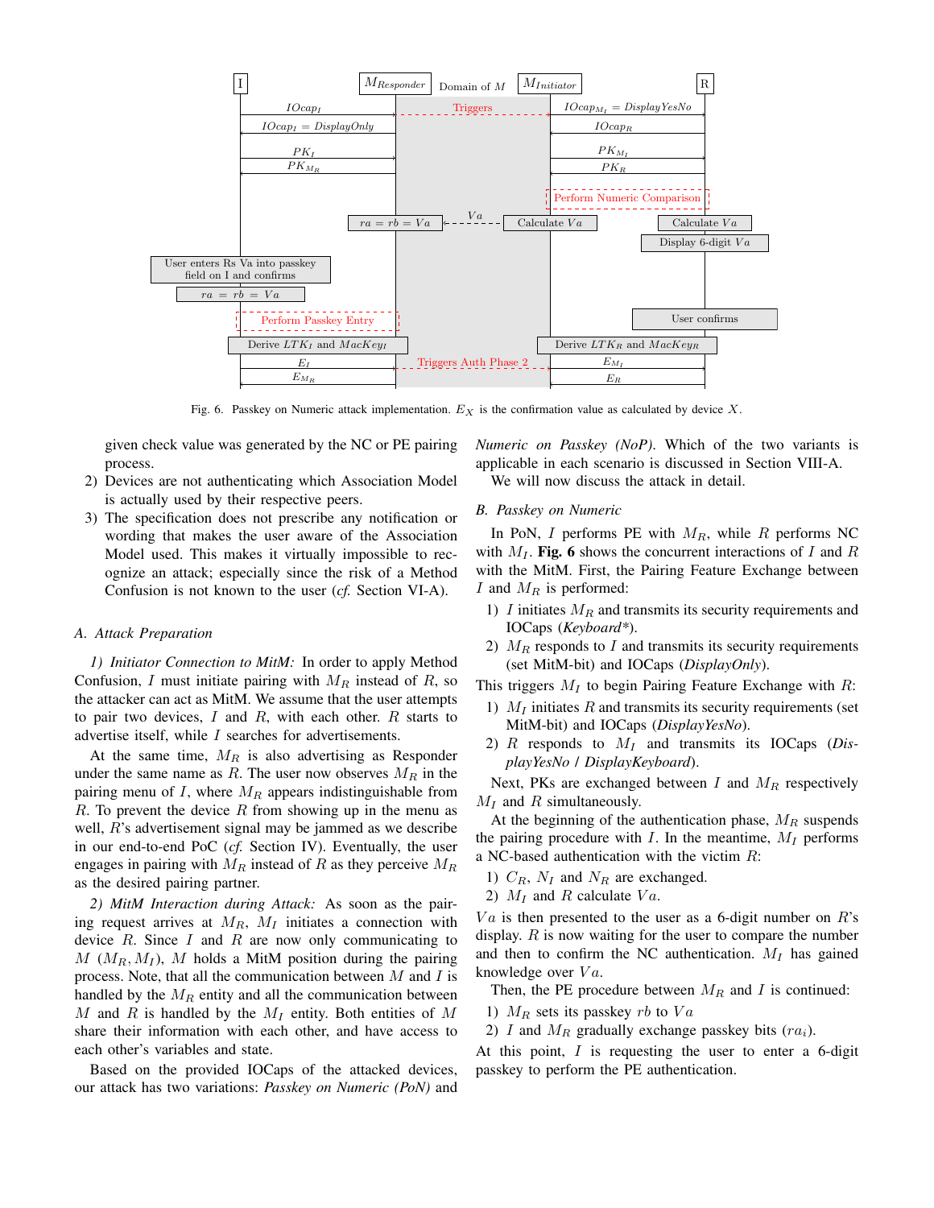Fig. 6. Passkey on Numeric attack implementation. $E_X$ is the confirmation value as calculated by device $X$.

given check value was generated by the NC or PE pairing process.

2) Devices are not authenticating which Association Model is actually used by their respective peers.
3) The specification does not prescribe any notification or wording that makes the user aware of the Association Model used. This makes it virtually impossible to recognize an attack; especially since the risk of a Method Confusion is not known to the user (*cf.* Section VI-A).

### A. Attack Preparation

*1) Initiator Connection to MitM:* In order to apply Method Confusion, $I$ must initiate pairing with $M_R$ instead of $R$, so the attacker can act as MitM. We assume that the user attempts to pair two devices, $I$ and $R$, with each other. $R$ starts to advertise itself, while $I$ searches for advertisements.

At the same time, $M_R$ is also advertising as Responder under the same name as $R$. The user now observes $M_R$ in the pairing menu of $I$, where $M_R$ appears indistinguishable from $R$. To prevent the device $R$ from showing up in the menu as well, $R$'s advertisement signal may be jammed as we describe in our end-to-end PoC (*cf.* Section IV). Eventually, the user engages in pairing with $M_R$ instead of $R$ as they perceive $M_R$ as the desired pairing partner.

*2) MitM Interaction during Attack:* As soon as the pairing request arrives at $M_R$, $M_I$ initiates a connection with device $R$. Since $I$ and $R$ are now only communicating to $M$ ($M_R, M_I$), $M$ holds a MitM position during the pairing process. Note, that all the communication between $M$ and $I$ is handled by the $M_R$ entity and all the communication between $M$ and $R$ is handled by the $M_I$ entity. Both entities of $M$ share their information with each other, and have access to each other's variables and state.

Based on the provided IOCaps of the attacked devices, our attack has two variations: *Passkey on Numeric (PoN)* and *Numeric on Passkey (NoP)*. Which of the two variants is applicable in each scenario is discussed in Section VIII-A.

We will now discuss the attack in detail.

### B. Passkey on Numeric

In PoN, $I$ performs PE with $M_R$, while $R$ performs NC with $M_I$. **Fig. 6** shows the concurrent interactions of $I$ and $R$ with the MitM. First, the Pairing Feature Exchange between $I$ and $M_R$ is performed:

1) $I$ initiates $M_R$ and transmits its security requirements and IOCaps (*Keyboard\**).
2) $M_R$ responds to $I$ and transmits its security requirements (set MitM-bit) and IOCaps (*DisplayOnly*).

This triggers $M_I$ to begin Pairing Feature Exchange with $R$:

1) $M_I$ initiates $R$ and transmits its security requirements (set MitM-bit) and IOCaps (*DisplayYesNo*).
2) $R$ responds to $M_I$ and transmits its IOCaps (*DisplayYesNo* / *DisplayKeyboard*).

Next, PKs are exchanged between $I$ and $M_R$ respectively $M_I$ and $R$ simultaneously.

At the beginning of the authentication phase, $M_R$ suspends the pairing procedure with $I$. In the meantime, $M_I$ performs a NC-based authentication with the victim $R$:

1) $C_R$, $N_I$ and $N_R$ are exchanged.
2) $M_I$ and $R$ calculate $Va$.

$Va$ is then presented to the user as a 6-digit number on $R$'s display. $R$ is now waiting for the user to compare the number and then to confirm the NC authentication. $M_I$ has gained knowledge over $Va$.

Then, the PE procedure between $M_R$ and $I$ is continued:

1) $M_R$ sets its passkey $rb$ to $Va$
2) $I$ and $M_R$ gradually exchange passkey bits ($ra_i$).

At this point, $I$ is requesting the user to enter a 6-digit passkey to perform the PE authentication.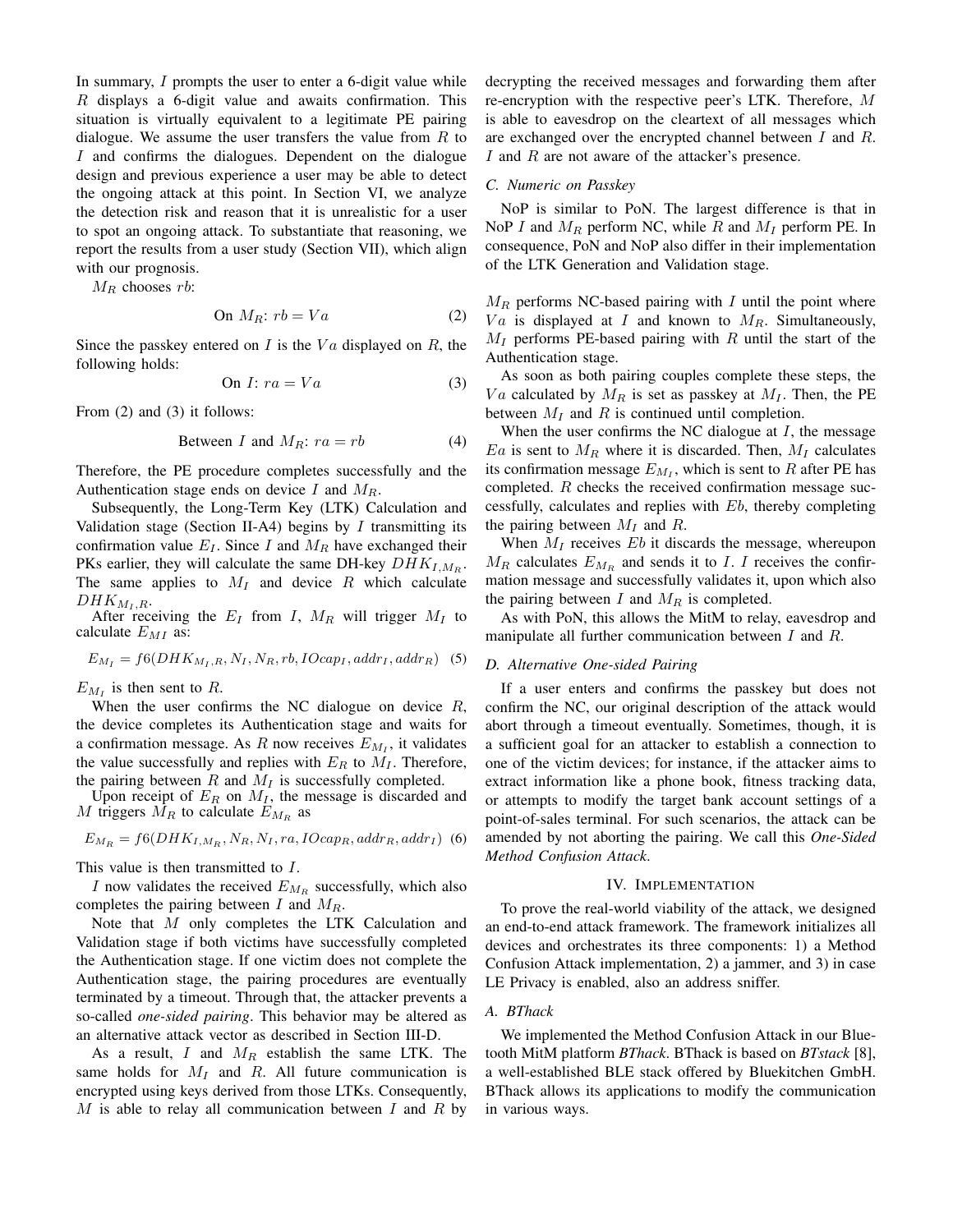In summary, $I$ prompts the user to enter a 6-digit value while $R$ displays a 6-digit value and awaits confirmation. This situation is virtually equivalent to a legitimate PE pairing dialogue. We assume the user transfers the value from $R$ to $I$ and confirms the dialogues. Dependent on the dialogue design and previous experience a user may be able to detect the ongoing attack at this point. In Section VI, we analyze the detection risk and reason that it is unrealistic for a user to spot an ongoing attack. To substantiate that reasoning, we report the results from a user study (Section VII), which align with our prognosis.

$M_R$ chooses $rb$:

$$\text{On } M_R\text{: } rb = Va \tag{2}$$

Since the passkey entered on $I$ is the $Va$ displayed on $R$, the following holds:

$$\text{On } I\text{: } ra = Va \tag{3}$$

From (2) and (3) it follows:

$$\text{Between } I \text{ and } M_R\text{: } ra = rb \tag{4}$$

Therefore, the PE procedure completes successfully and the Authentication stage ends on device $I$ and $M_R$.

Subsequently, the Long-Term Key (LTK) Calculation and Validation stage (Section II-A4) begins by $I$ transmitting its confirmation value $E_I$. Since $I$ and $M_R$ have exchanged their PKs earlier, they will calculate the same DH-key $DHK_{I,M_R}$. The same applies to $M_I$ and device $R$ which calculate $DHK_{M_I,R}$.

After receiving the $E_I$ from $I$, $M_R$ will trigger $M_I$ to calculate $E_{MI}$ as:

$$E_{M_I} = f6(DHK_{M_I,R}, N_I, N_R, rb, IOcap_I, addr_I, addr_R) \tag{5}$$

$E_{M_I}$ is then sent to $R$.

When the user confirms the NC dialogue on device $R$, the device completes its Authentication stage and waits for a confirmation message. As $R$ now receives $E_{M_I}$, it validates the value successfully and replies with $E_R$ to $M_I$. Therefore, the pairing between $R$ and $M_I$ is successfully completed.

Upon receipt of $E_R$ on $M_I$, the message is discarded and $M$ triggers $M_R$ to calculate $E_{M_R}$ as

$$E_{M_R} = f6(DHK_{I,M_R}, N_R, N_I, ra, IOcap_R, addr_R, addr_I) \tag{6}$$

This value is then transmitted to $I$.

$I$ now validates the received $E_{M_R}$ successfully, which also completes the pairing between $I$ and $M_R$.

Note that $M$ only completes the LTK Calculation and Validation stage if both victims have successfully completed the Authentication stage. If one victim does not complete the Authentication stage, the pairing procedures are eventually terminated by a timeout. Through that, the attacker prevents a so-called *one-sided pairing*. This behavior may be altered as an alternative attack vector as described in Section III-D.

As a result, $I$ and $M_R$ establish the same LTK. The same holds for $M_I$ and $R$. All future communication is encrypted using keys derived from those LTKs. Consequently, $M$ is able to relay all communication between $I$ and $R$ by decrypting the received messages and forwarding them after re-encryption with the respective peer's LTK. Therefore, $M$ is able to eavesdrop on the cleartext of all messages which are exchanged over the encrypted channel between $I$ and $R$. $I$ and $R$ are not aware of the attacker's presence.

### C. Numeric on Passkey

NoP is similar to PoN. The largest difference is that in NoP $I$ and $M_R$ perform NC, while $R$ and $M_I$ perform PE. In consequence, PoN and NoP also differ in their implementation of the LTK Generation and Validation stage.

$M_R$ performs NC-based pairing with $I$ until the point where $Va$ is displayed at $I$ and known to $M_R$. Simultaneously, $M_I$ performs PE-based pairing with $R$ until the start of the Authentication stage.

As soon as both pairing couples complete these steps, the $Va$ calculated by $M_R$ is set as passkey at $M_I$. Then, the PE between $M_I$ and $R$ is continued until completion.

When the user confirms the NC dialogue at $I$, the message $Ea$ is sent to $M_R$ where it is discarded. Then, $M_I$ calculates its confirmation message $E_{M_I}$, which is sent to $R$ after PE has completed. $R$ checks the received confirmation message successfully, calculates and replies with $Eb$, thereby completing the pairing between $M_I$ and $R$.

When $M_I$ receives $Eb$ it discards the message, whereupon $M_R$ calculates $E_{M_R}$ and sends it to $I$. $I$ receives the confirmation message and successfully validates it, upon which also the pairing between $I$ and $M_R$ is completed.

As with PoN, this allows the MitM to relay, eavesdrop and manipulate all further communication between $I$ and $R$.

### D. Alternative One-sided Pairing

If a user enters and confirms the passkey but does not confirm the NC, our original description of the attack would abort through a timeout eventually. Sometimes, though, it is a sufficient goal for an attacker to establish a connection to one of the victim devices; for instance, if the attacker aims to extract information like a phone book, fitness tracking data, or attempts to modify the target bank account settings of a point-of-sales terminal. For such scenarios, the attack can be amended by not aborting the pairing. We call this *One-Sided Method Confusion Attack*.

## IV. Implementation

To prove the real-world viability of the attack, we designed an end-to-end attack framework. The framework initializes all devices and orchestrates its three components: 1) a Method Confusion Attack implementation, 2) a jammer, and 3) in case LE Privacy is enabled, also an address sniffer.

### A. BThack

We implemented the Method Confusion Attack in our Bluetooth MitM platform ***BThack***. BThack is based on ***BTstack*** [8], a well-established BLE stack offered by Bluekitchen GmbH. BThack allows its applications to modify the communication in various ways.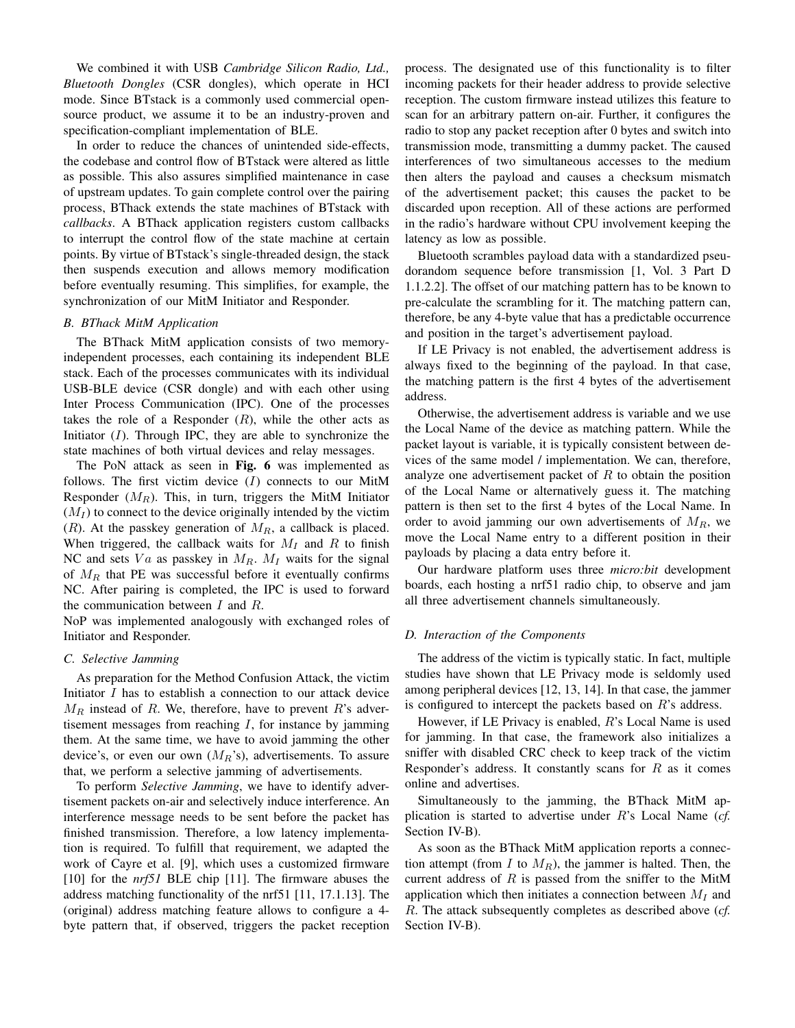We combined it with USB *Cambridge Silicon Radio, Ltd., Bluetooth Dongles* (CSR dongles), which operate in HCI mode. Since BTstack is a commonly used commercial open-source product, we assume it to be an industry-proven and specification-compliant implementation of BLE.

In order to reduce the chances of unintended side-effects, the codebase and control flow of BTstack were altered as little as possible. This also assures simplified maintenance in case of upstream updates. To gain complete control over the pairing process, BThack extends the state machines of BTstack with *callbacks*. A BThack application registers custom callbacks to interrupt the control flow of the state machine at certain points. By virtue of BTstack's single-threaded design, the stack then suspends execution and allows memory modification before eventually resuming. This simplifies, for example, the synchronization of our MitM Initiator and Responder.

### B. BThack MitM Application

The BThack MitM application consists of two memory-independent processes, each containing its independent BLE stack. Each of the processes communicates with its individual USB-BLE device (CSR dongle) and with each other using Inter Process Communication (IPC). One of the processes takes the role of a Responder ($R$), while the other acts as Initiator ($I$). Through IPC, they are able to synchronize the state machines of both virtual devices and relay messages.

The PoN attack as seen in **Fig. 6** was implemented as follows. The first victim device ($I$) connects to our MitM Responder ($M_R$). This, in turn, triggers the MitM Initiator ($M_I$) to connect to the device originally intended by the victim ($R$). At the passkey generation of $M_R$, a callback is placed. When triggered, the callback waits for $M_I$ and $R$ to finish NC and sets $Va$ as passkey in $M_R$. $M_I$ waits for the signal of $M_R$ that PE was successful before it eventually confirms NC. After pairing is completed, the IPC is used to forward the communication between $I$ and $R$.

NoP was implemented analogously with exchanged roles of Initiator and Responder.

### C. Selective Jamming

As preparation for the Method Confusion Attack, the victim Initiator $I$ has to establish a connection to our attack device $M_R$ instead of $R$. We, therefore, have to prevent $R$'s advertisement messages from reaching $I$, for instance by jamming them. At the same time, we have to avoid jamming the other device's, or even our own ($M_R$'s), advertisements. To assure that, we perform a selective jamming of advertisements.

To perform *Selective Jamming*, we have to identify advertisement packets on-air and selectively induce interference. An interference message needs to be sent before the packet has finished transmission. Therefore, a low latency implementation is required. To fulfill that requirement, we adapted the work of Cayre et al. [9], which uses a customized firmware [10] for the *nrf51* BLE chip [11]. The firmware abuses the address matching functionality of the nrf51 [11, 17.1.13]. The (original) address matching feature allows to configure a 4-byte pattern that, if observed, triggers the packet reception process. The designated use of this functionality is to filter incoming packets for their header address to provide selective reception. The custom firmware instead utilizes this feature to scan for an arbitrary pattern on-air. Further, it configures the radio to stop any packet reception after 0 bytes and switch into transmission mode, transmitting a dummy packet. The caused interferences of two simultaneous accesses to the medium then alters the payload and causes a checksum mismatch of the advertisement packet; this causes the packet to be discarded upon reception. All of these actions are performed in the radio's hardware without CPU involvement keeping the latency as low as possible.

Bluetooth scrambles payload data with a standardized pseudorandom sequence before transmission [1, Vol. 3 Part D 1.1.2.2]. The offset of our matching pattern has to be known to pre-calculate the scrambling for it. The matching pattern can, therefore, be any 4-byte value that has a predictable occurrence and position in the target's advertisement payload.

If LE Privacy is not enabled, the advertisement address is always fixed to the beginning of the payload. In that case, the matching pattern is the first 4 bytes of the advertisement address.

Otherwise, the advertisement address is variable and we use the Local Name of the device as matching pattern. While the packet layout is variable, it is typically consistent between devices of the same model / implementation. We can, therefore, analyze one advertisement packet of $R$ to obtain the position of the Local Name or alternatively guess it. The matching pattern is then set to the first 4 bytes of the Local Name. In order to avoid jamming our own advertisements of $M_R$, we move the Local Name entry to a different position in their payloads by placing a data entry before it.

Our hardware platform uses three *micro:bit* development boards, each hosting a nrf51 radio chip, to observe and jam all three advertisement channels simultaneously.

### D. Interaction of the Components

The address of the victim is typically static. In fact, multiple studies have shown that LE Privacy mode is seldomly used among peripheral devices [12, 13, 14]. In that case, the jammer is configured to intercept the packets based on $R$'s address.

However, if LE Privacy is enabled, $R$'s Local Name is used for jamming. In that case, the framework also initializes a sniffer with disabled CRC check to keep track of the victim Responder's address. It constantly scans for $R$ as it comes online and advertises.

Simultaneously to the jamming, the BThack MitM application is started to advertise under $R$'s Local Name (*cf.* Section IV-B).

As soon as the BThack MitM application reports a connection attempt (from $I$ to $M_R$), the jammer is halted. Then, the current address of $R$ is passed from the sniffer to the MitM application which then initiates a connection between $M_I$ and $R$. The attack subsequently completes as described above (*cf.* Section IV-B).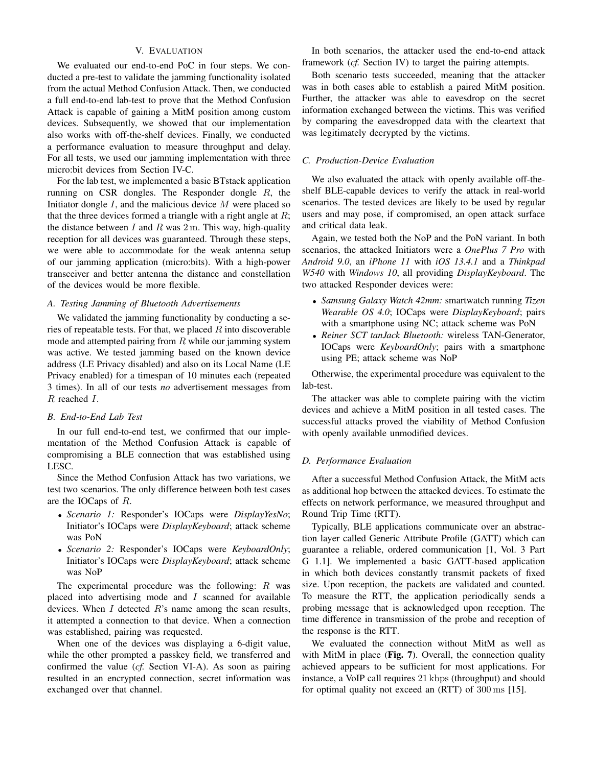## V. Evaluation

We evaluated our end-to-end PoC in four steps. We conducted a pre-test to validate the jamming functionality isolated from the actual Method Confusion Attack. Then, we conducted a full end-to-end lab-test to prove that the Method Confusion Attack is capable of gaining a MitM position among custom devices. Subsequently, we showed that our implementation also works with off-the-shelf devices. Finally, we conducted a performance evaluation to measure throughput and delay. For all tests, we used our jamming implementation with three micro:bit devices from Section IV-C.

For the lab test, we implemented a basic BTstack application running on CSR dongles. The Responder dongle $R$, the Initiator dongle $I$, and the malicious device $M$ were placed so that the three devices formed a triangle with a right angle at $R$; the distance between $I$ and $R$ was $2\,\mathrm{m}$. This way, high-quality reception for all devices was guaranteed. Through these steps, we were able to accommodate for the weak antenna setup of our jamming application (micro:bits). With a high-power transceiver and better antenna the distance and constellation of the devices would be more flexible.

### A. Testing Jamming of Bluetooth Advertisements

We validated the jamming functionality by conducting a series of repeatable tests. For that, we placed $R$ into discoverable mode and attempted pairing from $R$ while our jamming system was active. We tested jamming based on the known device address (LE Privacy disabled) and also on its Local Name (LE Privacy enabled) for a timespan of 10 minutes each (repeated 3 times). In all of our tests *no* advertisement messages from $R$ reached $I$.

### B. End-to-End Lab Test

In our full end-to-end test, we confirmed that our implementation of the Method Confusion Attack is capable of compromising a BLE connection that was established using LESC.

Since the Method Confusion Attack has two variations, we test two scenarios. The only difference between both test cases are the IOCaps of $R$.

- *Scenario 1:* Responder's IOCaps were *DisplayYesNo*; Initiator's IOCaps were *DisplayKeyboard*; attack scheme was PoN
- *Scenario 2:* Responder's IOCaps were *KeyboardOnly*; Initiator's IOCaps were *DisplayKeyboard*; attack scheme was NoP

The experimental procedure was the following: $R$ was placed into advertising mode and $I$ scanned for available devices. When $I$ detected $R$'s name among the scan results, it attempted a connection to that device. When a connection was established, pairing was requested.

When one of the devices was displaying a 6-digit value, while the other prompted a passkey field, we transferred and confirmed the value (*cf.* Section VI-A). As soon as pairing resulted in an encrypted connection, secret information was exchanged over that channel.

In both scenarios, the attacker used the end-to-end attack framework (*cf.* Section IV) to target the pairing attempts.

Both scenario tests succeeded, meaning that the attacker was in both cases able to establish a paired MitM position. Further, the attacker was able to eavesdrop on the secret information exchanged between the victims. This was verified by comparing the eavesdropped data with the cleartext that was legitimately decrypted by the victims.

### C. Production-Device Evaluation

We also evaluated the attack with openly available off-the-shelf BLE-capable devices to verify the attack in real-world scenarios. The tested devices are likely to be used by regular users and may pose, if compromised, an open attack surface and critical data leak.

Again, we tested both the NoP and the PoN variant. In both scenarios, the attacked Initiators were a *OnePlus 7 Pro* with *Android 9.0*, an *iPhone 11* with *iOS 13.4.1* and a *Thinkpad W540* with *Windows 10*, all providing *DisplayKeyboard*. The two attacked Responder devices were:

- *Samsung Galaxy Watch 42mm:* smartwatch running *Tizen Wearable OS 4.0*; IOCaps were *DisplayKeyboard*; pairs with a smartphone using NC; attack scheme was PoN
- *Reiner SCT tanJack Bluetooth:* wireless TAN-Generator, IOCaps were *KeyboardOnly*; pairs with a smartphone using PE; attack scheme was NoP

Otherwise, the experimental procedure was equivalent to the lab-test.

The attacker was able to complete pairing with the victim devices and achieve a MitM position in all tested cases. The successful attacks proved the viability of Method Confusion with openly available unmodified devices.

### D. Performance Evaluation

After a successful Method Confusion Attack, the MitM acts as additional hop between the attacked devices. To estimate the effects on network performance, we measured throughput and Round Trip Time (RTT).

Typically, BLE applications communicate over an abstraction layer called Generic Attribute Profile (GATT) which can guarantee a reliable, ordered communication [1, Vol. 3 Part G 1.1]. We implemented a basic GATT-based application in which both devices constantly transmit packets of fixed size. Upon reception, the packets are validated and counted. To measure the RTT, the application periodically sends a probing message that is acknowledged upon reception. The time difference in transmission of the probe and reception of the response is the RTT.

We evaluated the connection without MitM as well as with MitM in place (**Fig. 7**). Overall, the connection quality achieved appears to be sufficient for most applications. For instance, a VoIP call requires $21\,\mathrm{kbps}$ (throughput) and should for optimal quality not exceed an (RTT) of $300\,\mathrm{ms}$ [15].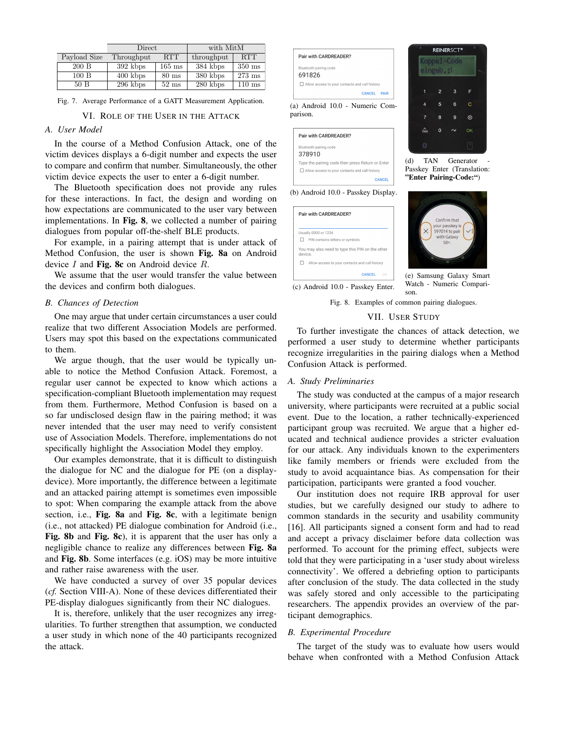| | Direct | | with MitM | |
|---|---|---|---|---|
| Payload Size | Throughput | RTT | throughput | RTT |
| 200 B | 392 kbps | 165 ms | 384 kbps | 350 ms |
| 100 B | 400 kbps | 80 ms | 380 kbps | 273 ms |
| 50 B | 296 kbps | 52 ms | 280 kbps | 110 ms |

Fig. 7. Average Performance of a GATT Measurement Application.

## VI. Role of the User in the Attack

### A. User Model

In the course of a Method Confusion Attack, one of the victim devices displays a 6-digit number and expects the user to compare and confirm that number. Simultaneously, the other victim device expects the user to enter a 6-digit number.

The Bluetooth specification does not provide any rules for these interactions. In fact, the design and wording on how expectations are communicated to the user vary between implementations. In **Fig. 8**, we collected a number of pairing dialogues from popular off-the-shelf BLE products.

For example, in a pairing attempt that is under attack of Method Confusion, the user is shown **Fig. 8a** on Android device $I$ and **Fig. 8c** on Android device $R$.

We assume that the user would transfer the value between the devices and confirm both dialogues.

### B. Chances of Detection

One may argue that under certain circumstances a user could realize that two different Association Models are performed. Users may spot this based on the expectations communicated to them.

We argue though, that the user would be typically unable to notice the Method Confusion Attack. Foremost, a regular user cannot be expected to know which actions a specification-compliant Bluetooth implementation may request from them. Furthermore, Method Confusion is based on a so far undisclosed design flaw in the pairing method; it was never intended that the user may need to verify consistent use of Association Models. Therefore, implementations do not specifically highlight the Association Model they employ.

Our examples demonstrate, that it is difficult to distinguish the dialogue for NC and the dialogue for PE (on a display-device). More importantly, the difference between a legitimate and an attacked pairing attempt is sometimes even impossible to spot: When comparing the example attack from the above section, i.e., **Fig. 8a** and **Fig. 8c**, with a legitimate benign (i.e., not attacked) PE dialogue combination for Android (i.e., **Fig. 8b** and **Fig. 8c**), it is apparent that the user has only a negligible chance to realize any differences between **Fig. 8a** and **Fig. 8b**. Some interfaces (e.g. iOS) may be more intuitive and rather raise awareness with the user.

We have conducted a survey of over 35 popular devices (*cf.* Section VIII-A). None of these devices differentiated their PE-display dialogues significantly from their NC dialogues.

It is, therefore, unlikely that the user recognizes any irregularities. To further strengthen that assumption, we conducted a user study in which none of the 40 participants recognized the attack.

(a) Android 10.0 - Numeric Comparison.

(b) Android 10.0 - Passkey Display.

(c) Android 10.0 - Passkey Enter.

(d) TAN Generator - Passkey Enter (Translation: **"Enter Pairing-Code:"**)

(e) Samsung Galaxy Smart Watch - Numeric Comparison.

Fig. 8. Examples of common pairing dialogues.

## VII. User Study

To further investigate the chances of attack detection, we performed a user study to determine whether participants recognize irregularities in the pairing dialogs when a Method Confusion Attack is performed.

### A. Study Preliminaries

The study was conducted at the campus of a major research university, where participants were recruited at a public social event. Due to the location, a rather technically-experienced participant group was recruited. We argue that a higher educated and technical audience provides a stricter evaluation for our attack. Any individuals known to the experimenters like family members or friends were excluded from the study to avoid acquaintance bias. As compensation for their participation, participants were granted a food voucher.

Our institution does not require IRB approval for user studies, but we carefully designed our study to adhere to common standards in the security and usability community [16]. All participants signed a consent form and had to read and accept a privacy disclaimer before data collection was performed. To account for the priming effect, subjects were told that they were participating in a 'user study about wireless connectivity'. We offered a debriefing option to participants after conclusion of the study. The data collected in the study was safely stored and only accessible to the participating researchers. The appendix provides an overview of the participant demographics.

### B. Experimental Procedure

The target of the study was to evaluate how users would behave when confronted with a Method Confusion Attack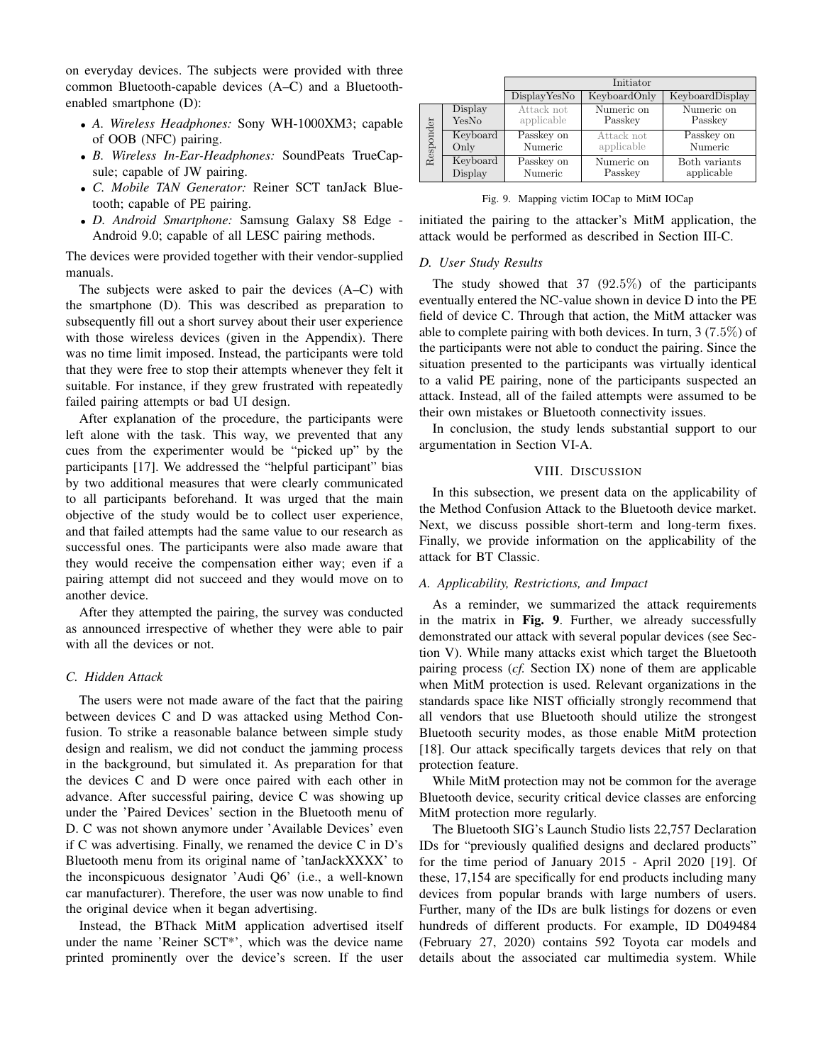on everyday devices. The subjects were provided with three common Bluetooth-capable devices (A–C) and a Bluetooth-enabled smartphone (D):

- *A. Wireless Headphones:* Sony WH-1000XM3; capable of OOB (NFC) pairing.
- *B. Wireless In-Ear-Headphones:* SoundPeats TrueCapsule; capable of JW pairing.
- *C. Mobile TAN Generator:* Reiner SCT tanJack Bluetooth; capable of PE pairing.
- *D. Android Smartphone:* Samsung Galaxy S8 Edge - Android 9.0; capable of all LESC pairing methods.

The devices were provided together with their vendor-supplied manuals.

The subjects were asked to pair the devices (A–C) with the smartphone (D). This was described as preparation to subsequently fill out a short survey about their user experience with those wireless devices (given in the Appendix). There was no time limit imposed. Instead, the participants were told that they were free to stop their attempts whenever they felt it suitable. For instance, if they grew frustrated with repeatedly failed pairing attempts or bad UI design.

After explanation of the procedure, the participants were left alone with the task. This way, we prevented that any cues from the experimenter would be "picked up" by the participants [17]. We addressed the "helpful participant" bias by two additional measures that were clearly communicated to all participants beforehand. It was urged that the main objective of the study would be to collect user experience, and that failed attempts had the same value to our research as successful ones. The participants were also made aware that they would receive the compensation either way; even if a pairing attempt did not succeed and they would move on to another device.

After they attempted the pairing, the survey was conducted as announced irrespective of whether they were able to pair with all the devices or not.

### C. Hidden Attack

The users were not made aware of the fact that the pairing between devices C and D was attacked using Method Confusion. To strike a reasonable balance between simple study design and realism, we did not conduct the jamming process in the background, but simulated it. As preparation for that the devices C and D were once paired with each other in advance. After successful pairing, device C was showing up under the 'Paired Devices' section in the Bluetooth menu of D. C was not shown anymore under 'Available Devices' even if C was advertising. Finally, we renamed the device C in D's Bluetooth menu from its original name of 'tanJackXXXX' to the inconspicuous designator 'Audi Q6' (i.e., a well-known car manufacturer). Therefore, the user was now unable to find the original device when it began advertising.

Instead, the BThack MitM application advertised itself under the name 'Reiner SCT*', which was the device name printed prominently over the device's screen. If the user initiated the pairing to the attacker's MitM application, the attack would be performed as described in Section III-C.

| | | Initiator | | |
|---|---|---|---|---|
| | | DisplayYesNo | KeyboardOnly | KeyboardDisplay |
| Responder | Display YesNo | Attack not applicable | Numeric on Passkey | Numeric on Passkey |
| | Keyboard Only | Passkey on Numeric | Attack not applicable | Passkey on Numeric |
| | Keyboard Display | Passkey on Numeric | Numeric on Passkey | Both variants applicable |

Fig. 9. Mapping victim IOCap to MitM IOCap

### D. User Study Results

The study showed that 37 (92.5%) of the participants eventually entered the NC-value shown in device D into the PE field of device C. Through that action, the MitM attacker was able to complete pairing with both devices. In turn, 3 (7.5%) of the participants were not able to conduct the pairing. Since the situation presented to the participants was virtually identical to a valid PE pairing, none of the participants suspected an attack. Instead, all of the failed attempts were assumed to be their own mistakes or Bluetooth connectivity issues.

In conclusion, the study lends substantial support to our argumentation in Section VI-A.

## VIII. Discussion

In this subsection, we present data on the applicability of the Method Confusion Attack to the Bluetooth device market. Next, we discuss possible short-term and long-term fixes. Finally, we provide information on the applicability of the attack for BT Classic.

### A. Applicability, Restrictions, and Impact

As a reminder, we summarized the attack requirements in the matrix in **Fig. 9**. Further, we already successfully demonstrated our attack with several popular devices (see Section V). While many attacks exist which target the Bluetooth pairing process (*cf.* Section IX) none of them are applicable when MitM protection is used. Relevant organizations in the standards space like NIST officially strongly recommend that all vendors that use Bluetooth should utilize the strongest Bluetooth security modes, as those enable MitM protection [18]. Our attack specifically targets devices that rely on that protection feature.

While MitM protection may not be common for the average Bluetooth device, security critical device classes are enforcing MitM protection more regularly.

The Bluetooth SIG's Launch Studio lists 22,757 Declaration IDs for "previously qualified designs and declared products" for the time period of January 2015 - April 2020 [19]. Of these, 17,154 are specifically for end products including many devices from popular brands with large numbers of users. Further, many of the IDs are bulk listings for dozens or even hundreds of different products. For example, ID D049484 (February 27, 2020) contains 592 Toyota car models and details about the associated car multimedia system. While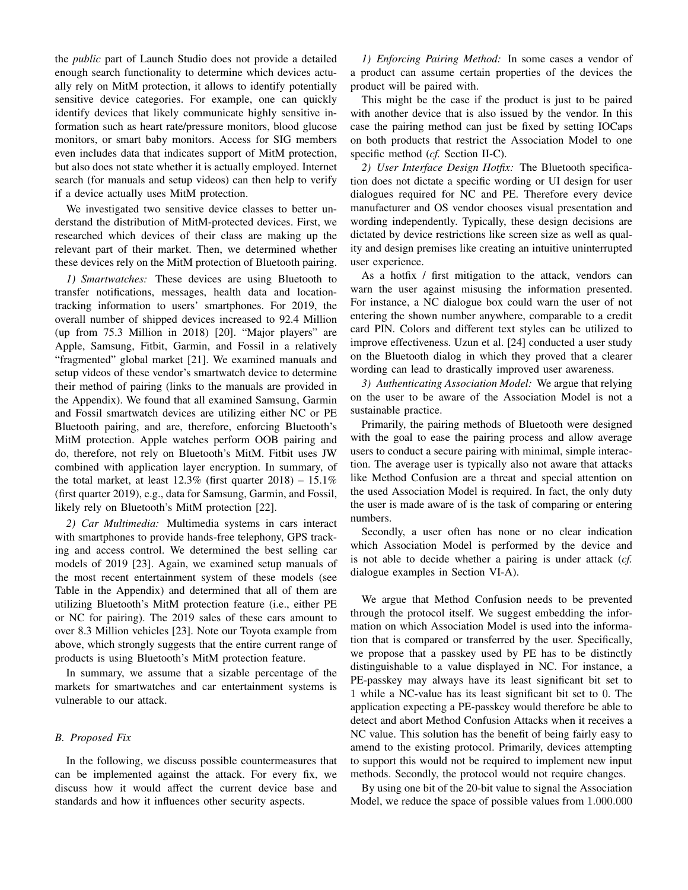the *public* part of Launch Studio does not provide a detailed enough search functionality to determine which devices actually rely on MitM protection, it allows to identify potentially sensitive device categories. For example, one can quickly identify devices that likely communicate highly sensitive information such as heart rate/pressure monitors, blood glucose monitors, or smart baby monitors. Access for SIG members even includes data that indicates support of MitM protection, but also does not state whether it is actually employed. Internet search (for manuals and setup videos) can then help to verify if a device actually uses MitM protection.

We investigated two sensitive device classes to better understand the distribution of MitM-protected devices. First, we researched which devices of their class are making up the relevant part of their market. Then, we determined whether these devices rely on the MitM protection of Bluetooth pairing.

*1) Smartwatches:* These devices are using Bluetooth to transfer notifications, messages, health data and location-tracking information to users' smartphones. For 2019, the overall number of shipped devices increased to 92.4 Million (up from 75.3 Million in 2018) [20]. "Major players" are Apple, Samsung, Fitbit, Garmin, and Fossil in a relatively "fragmented" global market [21]. We examined manuals and setup videos of these vendor's smartwatch device to determine their method of pairing (links to the manuals are provided in the Appendix). We found that all examined Samsung, Garmin and Fossil smartwatch devices are utilizing either NC or PE Bluetooth pairing, and are, therefore, enforcing Bluetooth's MitM protection. Apple watches perform OOB pairing and do, therefore, not rely on Bluetooth's MitM. Fitbit uses JW combined with application layer encryption. In summary, of the total market, at least 12.3% (first quarter 2018) – 15.1% (first quarter 2019), e.g., data for Samsung, Garmin, and Fossil, likely rely on Bluetooth's MitM protection [22].

*2) Car Multimedia:* Multimedia systems in cars interact with smartphones to provide hands-free telephony, GPS tracking and access control. We determined the best selling car models of 2019 [23]. Again, we examined setup manuals of the most recent entertainment system of these models (see Table in the Appendix) and determined that all of them are utilizing Bluetooth's MitM protection feature (i.e., either PE or NC for pairing). The 2019 sales of these cars amount to over 8.3 Million vehicles [23]. Note our Toyota example from above, which strongly suggests that the entire current range of products is using Bluetooth's MitM protection feature.

In summary, we assume that a sizable percentage of the markets for smartwatches and car entertainment systems is vulnerable to our attack.

### B. Proposed Fix

In the following, we discuss possible countermeasures that can be implemented against the attack. For every fix, we discuss how it would affect the current device base and standards and how it influences other security aspects.

*1) Enforcing Pairing Method:* In some cases a vendor of a product can assume certain properties of the devices the product will be paired with.

This might be the case if the product is just to be paired with another device that is also issued by the vendor. In this case the pairing method can just be fixed by setting IOCaps on both products that restrict the Association Model to one specific method (*cf.* Section II-C).

*2) User Interface Design Hotfix:* The Bluetooth specification does not dictate a specific wording or UI design for user dialogues required for NC and PE. Therefore every device manufacturer and OS vendor chooses visual presentation and wording independently. Typically, these design decisions are dictated by device restrictions like screen size as well as quality and design premises like creating an intuitive uninterrupted user experience.

As a hotfix / first mitigation to the attack, vendors can warn the user against misusing the information presented. For instance, a NC dialogue box could warn the user of not entering the shown number anywhere, comparable to a credit card PIN. Colors and different text styles can be utilized to improve effectiveness. Uzun et al. [24] conducted a user study on the Bluetooth dialog in which they proved that a clearer wording can lead to drastically improved user awareness.

*3) Authenticating Association Model:* We argue that relying on the user to be aware of the Association Model is not a sustainable practice.

Primarily, the pairing methods of Bluetooth were designed with the goal to ease the pairing process and allow average users to conduct a secure pairing with minimal, simple interaction. The average user is typically also not aware that attacks like Method Confusion are a threat and special attention on the used Association Model is required. In fact, the only duty the user is made aware of is the task of comparing or entering numbers.

Secondly, a user often has none or no clear indication which Association Model is performed by the device and is not able to decide whether a pairing is under attack (*cf.* dialogue examples in Section VI-A).

We argue that Method Confusion needs to be prevented through the protocol itself. We suggest embedding the information on which Association Model is used into the information that is compared or transferred by the user. Specifically, we propose that a passkey used by PE has to be distinctly distinguishable to a value displayed in NC. For instance, a PE-passkey may always have its least significant bit set to 1 while a NC-value has its least significant bit set to 0. The application expecting a PE-passkey would therefore be able to detect and abort Method Confusion Attacks when it receives a NC value. This solution has the benefit of being fairly easy to amend to the existing protocol. Primarily, devices attempting to support this would not be required to implement new input methods. Secondly, the protocol would not require changes.

By using one bit of the 20-bit value to signal the Association Model, we reduce the space of possible values from 1.000.000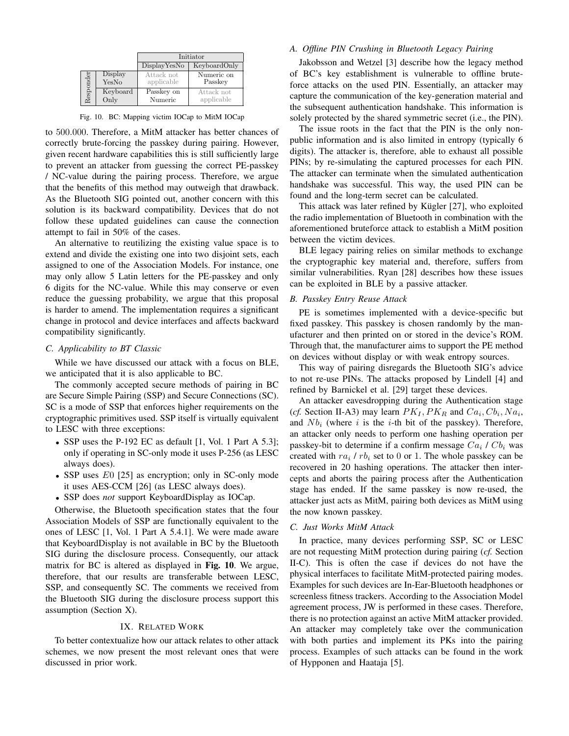| | | Initiator | |
|---|---|---|---|
| | | DisplayYesNo | KeyboardOnly |
| Responder | Display YesNo | Attack not applicable | Numeric on Passkey |
| | Keyboard Only | Passkey on Numeric | Attack not applicable |

Fig. 10. BC: Mapping victim IOCap to MitM IOCap

to 500.000. Therefore, a MitM attacker has better chances of correctly brute-forcing the passkey during pairing. However, given recent hardware capabilities this is still sufficiently large to prevent an attacker from guessing the correct PE-passkey / NC-value during the pairing process. Therefore, we argue that the benefits of this method may outweigh that drawback. As the Bluetooth SIG pointed out, another concern with this solution is its backward compatibility. Devices that do not follow these updated guidelines can cause the connection attempt to fail in 50% of the cases.

An alternative to reutilizing the existing value space is to extend and divide the existing one into two disjoint sets, each assigned to one of the Association Models. For instance, one may only allow 5 Latin letters for the PE-passkey and only 6 digits for the NC-value. While this may conserve or even reduce the guessing probability, we argue that this proposal is harder to amend. The implementation requires a significant change in protocol and device interfaces and affects backward compatibility significantly.

### C. Applicability to BT Classic

While we have discussed our attack with a focus on BLE, we anticipated that it is also applicable to BC.

The commonly accepted secure methods of pairing in BC are Secure Simple Pairing (SSP) and Secure Connections (SC). SC is a mode of SSP that enforces higher requirements on the cryptographic primitives used. SSP itself is virtually equivalent to LESC with three exceptions:

- SSP uses the P-192 EC as default [1, Vol. 1 Part A 5.3]; only if operating in SC-only mode it uses P-256 (as LESC always does).
- SSP uses $E0$ [25] as encryption; only in SC-only mode it uses AES-CCM [26] (as LESC always does).
- SSP does *not* support KeyboardDisplay as IOCap.

Otherwise, the Bluetooth specification states that the four Association Models of SSP are functionally equivalent to the ones of LESC [1, Vol. 1 Part A 5.4.1]. We were made aware that KeyboardDisplay is not available in BC by the Bluetooth SIG during the disclosure process. Consequently, our attack matrix for BC is altered as displayed in **Fig. 10**. We argue, therefore, that our results are transferable between LESC, SSP, and consequently SC. The comments we received from the Bluetooth SIG during the disclosure process support this assumption (Section X).

## IX. Related Work

To better contextualize how our attack relates to other attack schemes, we now present the most relevant ones that were discussed in prior work.

### A. Offline PIN Crushing in Bluetooth Legacy Pairing

Jakobsson and Wetzel [3] describe how the legacy method of BC's key establishment is vulnerable to offline bruteforce attacks on the used PIN. Essentially, an attacker may capture the communication of the key-generation material and the subsequent authentication handshake. This information is solely protected by the shared symmetric secret (i.e., the PIN).

The issue roots in the fact that the PIN is the only non-public information and is also limited in entropy (typically 6 digits). The attacker is, therefore, able to exhaust all possible PINs; by re-simulating the captured processes for each PIN. The attacker can terminate when the simulated authentication handshake was successful. This way, the used PIN can be found and the long-term secret can be calculated.

This attack was later refined by Kügler [27], who exploited the radio implementation of Bluetooth in combination with the aforementioned bruteforce attack to establish a MitM position between the victim devices.

BLE legacy pairing relies on similar methods to exchange the cryptographic key material and, therefore, suffers from similar vulnerabilities. Ryan [28] describes how these issues can be exploited in BLE by a passive attacker.

### B. Passkey Entry Reuse Attack

PE is sometimes implemented with a device-specific but fixed passkey. This passkey is chosen randomly by the manufacturer and then printed on or stored in the device's ROM. Through that, the manufacturer aims to support the PE method on devices without display or with weak entropy sources.

This way of pairing disregards the Bluetooth SIG's advice to not re-use PINs. The attacks proposed by Lindell [4] and refined by Barnickel et al. [29] target these devices.

An attacker eavesdropping during the Authentication stage (*cf.* Section II-A3) may learn $PK_I, PK_R$ and $Ca_i, Cb_i, Na_i$, and $Nb_i$ (where $i$ is the $i$-th bit of the passkey). Therefore, an attacker only needs to perform one hashing operation per passkey-bit to determine if a confirm message $Ca_i$ / $Cb_i$ was created with $ra_i$ / $rb_i$ set to 0 or 1. The whole passkey can be recovered in 20 hashing operations. The attacker then intercepts and aborts the pairing process after the Authentication stage has ended. If the same passkey is now re-used, the attacker just acts as MitM, pairing both devices as MitM using the now known passkey.

### C. Just Works MitM Attack

In practice, many devices performing SSP, SC or LESC are not requesting MitM protection during pairing (*cf.* Section II-C). This is often the case if devices do not have the physical interfaces to facilitate MitM-protected pairing modes. Examples for such devices are In-Ear-Bluetooth headphones or screenless fitness trackers. According to the Association Model agreement process, JW is performed in these cases. Therefore, there is no protection against an active MitM attacker provided. An attacker may completely take over the communication with both parties and implement its PKs into the pairing process. Examples of such attacks can be found in the work of Hypponen and Haataja [5].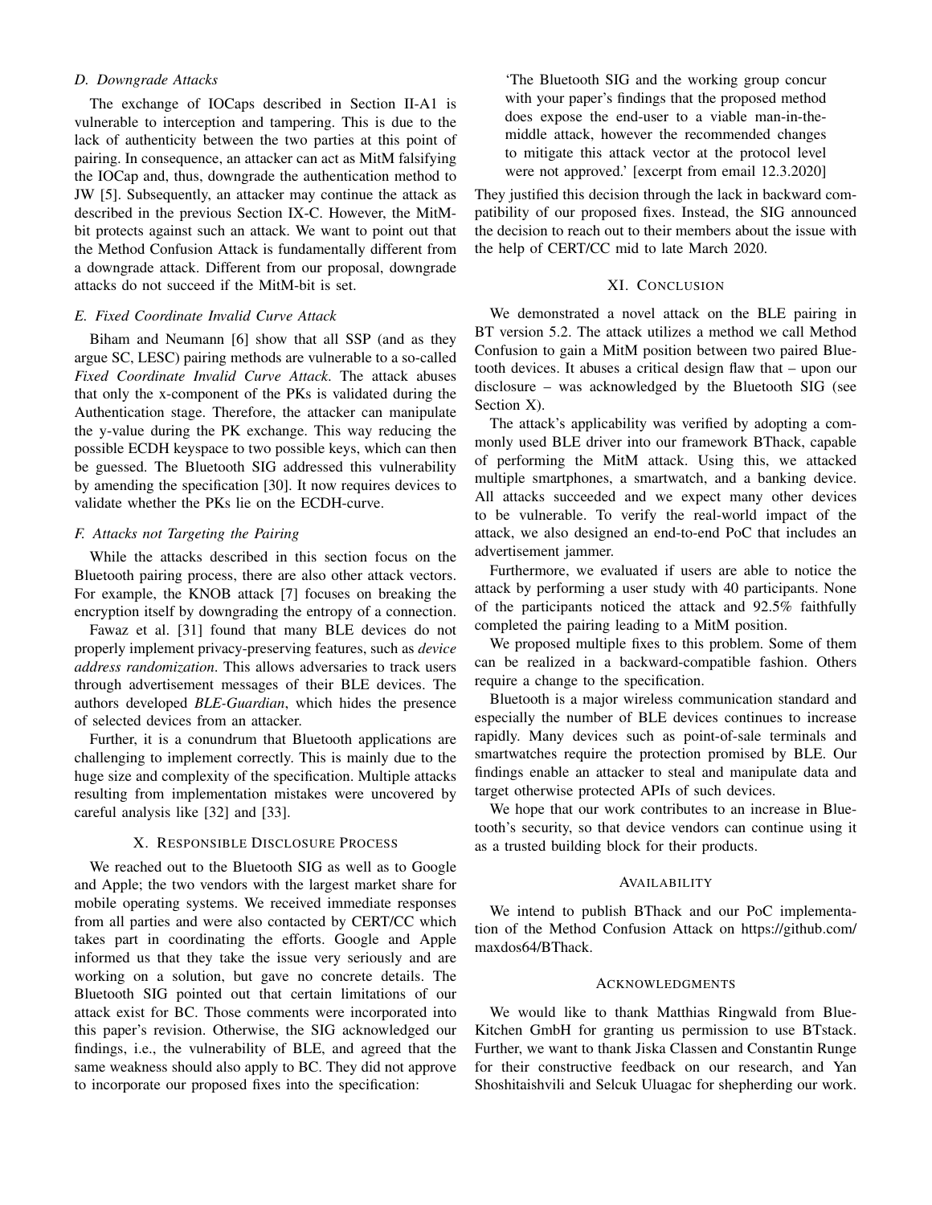### D. Downgrade Attacks

The exchange of IOCaps described in Section II-A1 is vulnerable to interception and tampering. This is due to the lack of authenticity between the two parties at this point of pairing. In consequence, an attacker can act as MitM falsifying the IOCap and, thus, downgrade the authentication method to JW [5]. Subsequently, an attacker may continue the attack as described in the previous Section IX-C. However, the MitM-bit protects against such an attack. We want to point out that the Method Confusion Attack is fundamentally different from a downgrade attack. Different from our proposal, downgrade attacks do not succeed if the MitM-bit is set.

### E. Fixed Coordinate Invalid Curve Attack

Biham and Neumann [6] show that all SSP (and as they argue SC, LESC) pairing methods are vulnerable to a so-called *Fixed Coordinate Invalid Curve Attack*. The attack abuses that only the x-component of the PKs is validated during the Authentication stage. Therefore, the attacker can manipulate the y-value during the PK exchange. This way reducing the possible ECDH keyspace to two possible keys, which can then be guessed. The Bluetooth SIG addressed this vulnerability by amending the specification [30]. It now requires devices to validate whether the PKs lie on the ECDH-curve.

### F. Attacks not Targeting the Pairing

While the attacks described in this section focus on the Bluetooth pairing process, there are also other attack vectors. For example, the KNOB attack [7] focuses on breaking the encryption itself by downgrading the entropy of a connection.

Fawaz et al. [31] found that many BLE devices do not properly implement privacy-preserving features, such as *device address randomization*. This allows adversaries to track users through advertisement messages of their BLE devices. The authors developed *BLE-Guardian*, which hides the presence of selected devices from an attacker.

Further, it is a conundrum that Bluetooth applications are challenging to implement correctly. This is mainly due to the huge size and complexity of the specification. Multiple attacks resulting from implementation mistakes were uncovered by careful analysis like [32] and [33].

## X. Responsible Disclosure Process

We reached out to the Bluetooth SIG as well as to Google and Apple; the two vendors with the largest market share for mobile operating systems. We received immediate responses from all parties and were also contacted by CERT/CC which takes part in coordinating the efforts. Google and Apple informed us that they take the issue very seriously and are working on a solution, but gave no concrete details. The Bluetooth SIG pointed out that certain limitations of our attack exist for BC. Those comments were incorporated into this paper's revision. Otherwise, the SIG acknowledged our findings, i.e., the vulnerability of BLE, and agreed that the same weakness should also apply to BC. They did not approve to incorporate our proposed fixes into the specification:

> 'The Bluetooth SIG and the working group concur with your paper's findings that the proposed method does expose the end-user to a viable man-in-the-middle attack, however the recommended changes to mitigate this attack vector at the protocol level were not approved.' [excerpt from email 12.3.2020]

They justified this decision through the lack in backward compatibility of our proposed fixes. Instead, the SIG announced the decision to reach out to their members about the issue with the help of CERT/CC mid to late March 2020.

## XI. Conclusion

We demonstrated a novel attack on the BLE pairing in BT version 5.2. The attack utilizes a method we call Method Confusion to gain a MitM position between two paired Bluetooth devices. It abuses a critical design flaw that – upon our disclosure – was acknowledged by the Bluetooth SIG (see Section X).

The attack's applicability was verified by adopting a commonly used BLE driver into our framework BThack, capable of performing the MitM attack. Using this, we attacked multiple smartphones, a smartwatch, and a banking device. All attacks succeeded and we expect many other devices to be vulnerable. To verify the real-world impact of the attack, we also designed an end-to-end PoC that includes an advertisement jammer.

Furthermore, we evaluated if users are able to notice the attack by performing a user study with 40 participants. None of the participants noticed the attack and 92.5% faithfully completed the pairing leading to a MitM position.

We proposed multiple fixes to this problem. Some of them can be realized in a backward-compatible fashion. Others require a change to the specification.

Bluetooth is a major wireless communication standard and especially the number of BLE devices continues to increase rapidly. Many devices such as point-of-sale terminals and smartwatches require the protection promised by BLE. Our findings enable an attacker to steal and manipulate data and target otherwise protected APIs of such devices.

We hope that our work contributes to an increase in Bluetooth's security, so that device vendors can continue using it as a trusted building block for their products.

## Availability

We intend to publish BThack and our PoC implementation of the Method Confusion Attack on https://github.com/maxdos64/BThack.

## Acknowledgments

We would like to thank Matthias Ringwald from Blue-Kitchen GmbH for granting us permission to use BTstack. Further, we want to thank Jiska Classen and Constantin Runge for their constructive feedback on our research, and Yan Shoshitaishvili and Selcuk Uluagac for shepherding our work.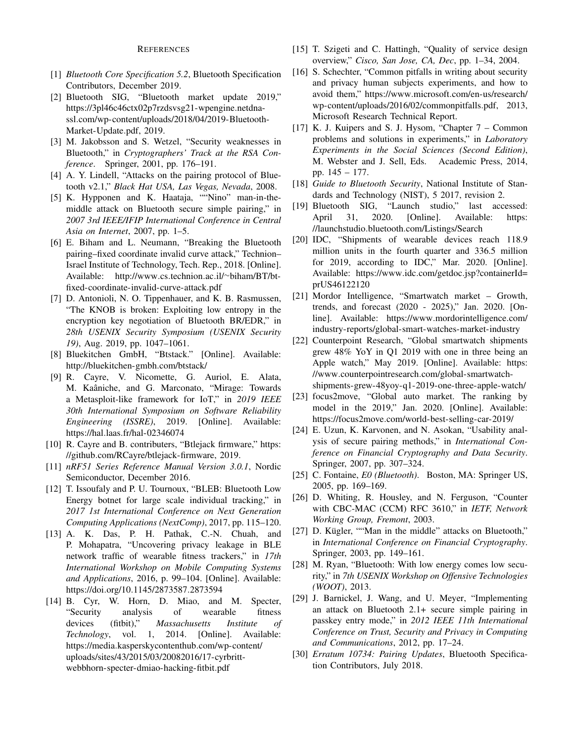## References

[1] *Bluetooth Core Specification 5.2*, Bluetooth Specification Contributors, December 2019.

[2] Bluetooth SIG, "Bluetooth market update 2019," https://3pl46c46ctx02p7rzdsvsg21-wpengine.netdna-ssl.com/wp-content/uploads/2018/04/2019-Bluetooth-Market-Update.pdf, 2019.

[3] M. Jakobsson and S. Wetzel, "Security weaknesses in Bluetooth," in *Cryptographers' Track at the RSA Conference*. Springer, 2001, pp. 176–191.

[4] A. Y. Lindell, "Attacks on the pairing protocol of Bluetooth v2.1," *Black Hat USA, Las Vegas, Nevada*, 2008.

[5] K. Hypponen and K. Haataja, ""Nino" man-in-the-middle attack on Bluetooth secure simple pairing," in *2007 3rd IEEE/IFIP International Conference in Central Asia on Internet*, 2007, pp. 1–5.

[6] E. Biham and L. Neumann, "Breaking the Bluetooth pairing–fixed coordinate invalid curve attack," Technion–Israel Institute of Technology, Tech. Rep., 2018. [Online]. Available: http://www.cs.technion.ac.il/~biham/BT/bt-fixed-coordinate-invalid-curve-attack.pdf

[7] D. Antonioli, N. O. Tippenhauer, and K. B. Rasmussen, "The KNOB is broken: Exploiting low entropy in the encryption key negotiation of Bluetooth BR/EDR," in *28th USENIX Security Symposium (USENIX Security 19)*, Aug. 2019, pp. 1047–1061.

[8] Bluekitchen GmbH, "Btstack." [Online]. Available: http://bluekitchen-gmbh.com/btstack/

[9] R. Cayre, V. Nicomette, G. Auriol, E. Alata, M. Kaâniche, and G. Marconato, "Mirage: Towards a Metasploit-like framework for IoT," in *2019 IEEE 30th International Symposium on Software Reliability Engineering (ISSRE)*, 2019. [Online]. Available: https://hal.laas.fr/hal-02346074

[10] R. Cayre and B. contributers, "Btlejack firmware," https://github.com/RCayre/btlejack-firmware, 2019.

[11] *nRF51 Series Reference Manual Version 3.0.1*, Nordic Semiconductor, December 2016.

[12] T. Issoufaly and P. U. Tournoux, "BLEB: Bluetooth Low Energy botnet for large scale individual tracking," in *2017 1st International Conference on Next Generation Computing Applications (NextComp)*, 2017, pp. 115–120.

[13] A. K. Das, P. H. Pathak, C.-N. Chuah, and P. Mohapatra, "Uncovering privacy leakage in BLE network traffic of wearable fitness trackers," in *17th International Workshop on Mobile Computing Systems and Applications*, 2016, p. 99–104. [Online]. Available: https://doi.org/10.1145/2873587.2873594

[14] B. Cyr, W. Horn, D. Miao, and M. Specter, "Security analysis of wearable fitness devices (fitbit)," *Massachusetts Institute of Technology*, vol. 1, 2014. [Online]. Available: https://media.kasperskycontenthub.com/wp-content/uploads/sites/43/2015/03/20082016/17-cyrbritt-webbhorn-specter-dmiao-hacking-fitbit.pdf

[15] T. Szigeti and C. Hattingh, "Quality of service design overview," *Cisco, San Jose, CA, Dec*, pp. 1–34, 2004.

[16] S. Schechter, "Common pitfalls in writing about security and privacy human subjects experiments, and how to avoid them," https://www.microsoft.com/en-us/research/wp-content/uploads/2016/02/commonpitfalls.pdf, 2013, Microsoft Research Technical Report.

[17] K. J. Kuipers and S. J. Hysom, "Chapter 7 – Common problems and solutions in experiments," in *Laboratory Experiments in the Social Sciences (Second Edition)*, M. Webster and J. Sell, Eds. Academic Press, 2014, pp. 145 – 177.

[18] *Guide to Bluetooth Security*, National Institute of Standards and Technology (NIST), 5 2017, revision 2.

[19] Bluetooth SIG, "Launch studio," last accessed: April 31, 2020. [Online]. Available: https://launchstudio.bluetooth.com/Listings/Search

[20] IDC, "Shipments of wearable devices reach 118.9 million units in the fourth quarter and 336.5 million for 2019, according to IDC," Mar. 2020. [Online]. Available: https://www.idc.com/getdoc.jsp?containerId=prUS46122120

[21] Mordor Intelligence, "Smartwatch market – Growth, trends, and forecast (2020 - 2025)," Jan. 2020. [Online]. Available: https://www.mordorintelligence.com/industry-reports/global-smart-watches-market-industry

[22] Counterpoint Research, "Global smartwatch shipments grew 48% YoY in Q1 2019 with one in three being an Apple watch," May 2019. [Online]. Available: https://www.counterpointresearch.com/global-smartwatch-shipments-grew-48yoy-q1-2019-one-three-apple-watch/

[23] focus2move, "Global auto market. The ranking by model in the 2019," Jan. 2020. [Online]. Available: https://focus2move.com/world-best-selling-car-2019/

[24] E. Uzun, K. Karvonen, and N. Asokan, "Usability analysis of secure pairing methods," in *International Conference on Financial Cryptography and Data Security*. Springer, 2007, pp. 307–324.

[25] C. Fontaine, *E0 (Bluetooth)*. Boston, MA: Springer US, 2005, pp. 169–169.

[26] D. Whiting, R. Housley, and N. Ferguson, "Counter with CBC-MAC (CCM) RFC 3610," in *IETF, Network Working Group, Fremont*, 2003.

[27] D. Kügler, ""Man in the middle" attacks on Bluetooth," in *International Conference on Financial Cryptography*. Springer, 2003, pp. 149–161.

[28] M. Ryan, "Bluetooth: With low energy comes low security," in *7th USENIX Workshop on Offensive Technologies (WOOT)*, 2013.

[29] J. Barnickel, J. Wang, and U. Meyer, "Implementing an attack on Bluetooth 2.1+ secure simple pairing in passkey entry mode," in *2012 IEEE 11th International Conference on Trust, Security and Privacy in Computing and Communications*, 2012, pp. 17–24.

[30] *Erratum 10734: Pairing Updates*, Bluetooth Specification Contributors, July 2018.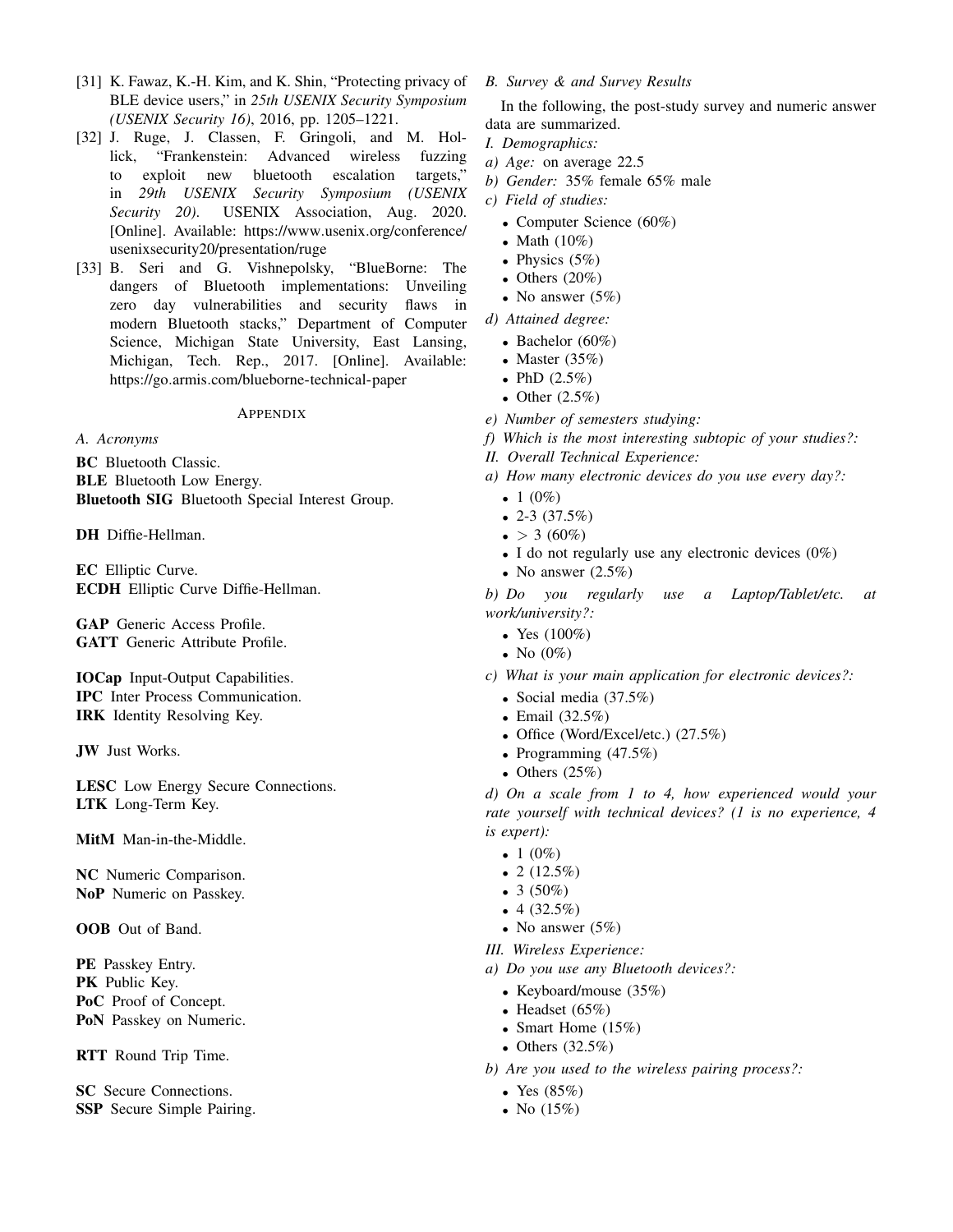[31] K. Fawaz, K.-H. Kim, and K. Shin, "Protecting privacy of BLE device users," in *25th USENIX Security Symposium (USENIX Security 16)*, 2016, pp. 1205–1221.

[32] J. Ruge, J. Classen, F. Gringoli, and M. Hollick, "Frankenstein: Advanced wireless fuzzing to exploit new bluetooth escalation targets," in *29th USENIX Security Symposium (USENIX Security 20)*. USENIX Association, Aug. 2020. [Online]. Available: https://www.usenix.org/conference/usenixsecurity20/presentation/ruge

[33] B. Seri and G. Vishnepolsky, "BlueBorne: The dangers of Bluetooth implementations: Unveiling zero day vulnerabilities and security flaws in modern Bluetooth stacks," Department of Computer Science, Michigan State University, East Lansing, Michigan, Tech. Rep., 2017. [Online]. Available: https://go.armis.com/blueborne-technical-paper

## Appendix

### A. Acronyms

**BC** Bluetooth Classic.
**BLE** Bluetooth Low Energy.
**Bluetooth SIG** Bluetooth Special Interest Group.

**DH** Diffie-Hellman.

**EC** Elliptic Curve.
**ECDH** Elliptic Curve Diffie-Hellman.

**GAP** Generic Access Profile.
**GATT** Generic Attribute Profile.

**IOCap** Input-Output Capabilities.
**IPC** Inter Process Communication.
**IRK** Identity Resolving Key.

**JW** Just Works.

**LESC** Low Energy Secure Connections.
**LTK** Long-Term Key.

**MitM** Man-in-the-Middle.

**NC** Numeric Comparison.
**NoP** Numeric on Passkey.

**OOB** Out of Band.

**PE** Passkey Entry.
**PK** Public Key.
**PoC** Proof of Concept.
**PoN** Passkey on Numeric.

**RTT** Round Trip Time.

**SC** Secure Connections.
**SSP** Secure Simple Pairing.

### B. Survey & and Survey Results

In the following, the post-study survey and numeric answer data are summarized.

*I. Demographics:*

*a) Age:* on average 22.5

*b) Gender:* 35% female 65% male

*c) Field of studies:*

- Computer Science (60%)
- Math (10%)
- Physics (5%)
- Others (20%)
- No answer (5%)

*d) Attained degree:*

- Bachelor (60%)
- Master (35%)
- PhD (2.5%)
- Other (2.5%)

*e) Number of semesters studying:*

*f) Which is the most interesting subtopic of your studies?:*

*II. Overall Technical Experience:*

*a) How many electronic devices do you use every day?:*

- 1 (0%)
- 2-3 (37.5%)
- > 3 (60%)
- I do not regularly use any electronic devices (0%)
- No answer (2.5%)

*b) Do you regularly use a Laptop/Tablet/etc. at work/university?:*

- Yes (100%)
- No (0%)

*c) What is your main application for electronic devices?:*

- Social media (37.5%)
- Email (32.5%)
- Office (Word/Excel/etc.) (27.5%)
- Programming (47.5%)
- Others (25%)

*d) On a scale from 1 to 4, how experienced would your rate yourself with technical devices? (1 is no experience, 4 is expert):*

- 1 (0%)
- 2 (12.5%)
- 3 (50%)
- 4 (32.5%)
- No answer (5%)

*III. Wireless Experience:*

*a) Do you use any Bluetooth devices?:*

- Keyboard/mouse (35%)
- Headset (65%)
- Smart Home (15%)
- Others (32.5%)

*b) Are you used to the wireless pairing process?:*

- Yes (85%)
- No (15%)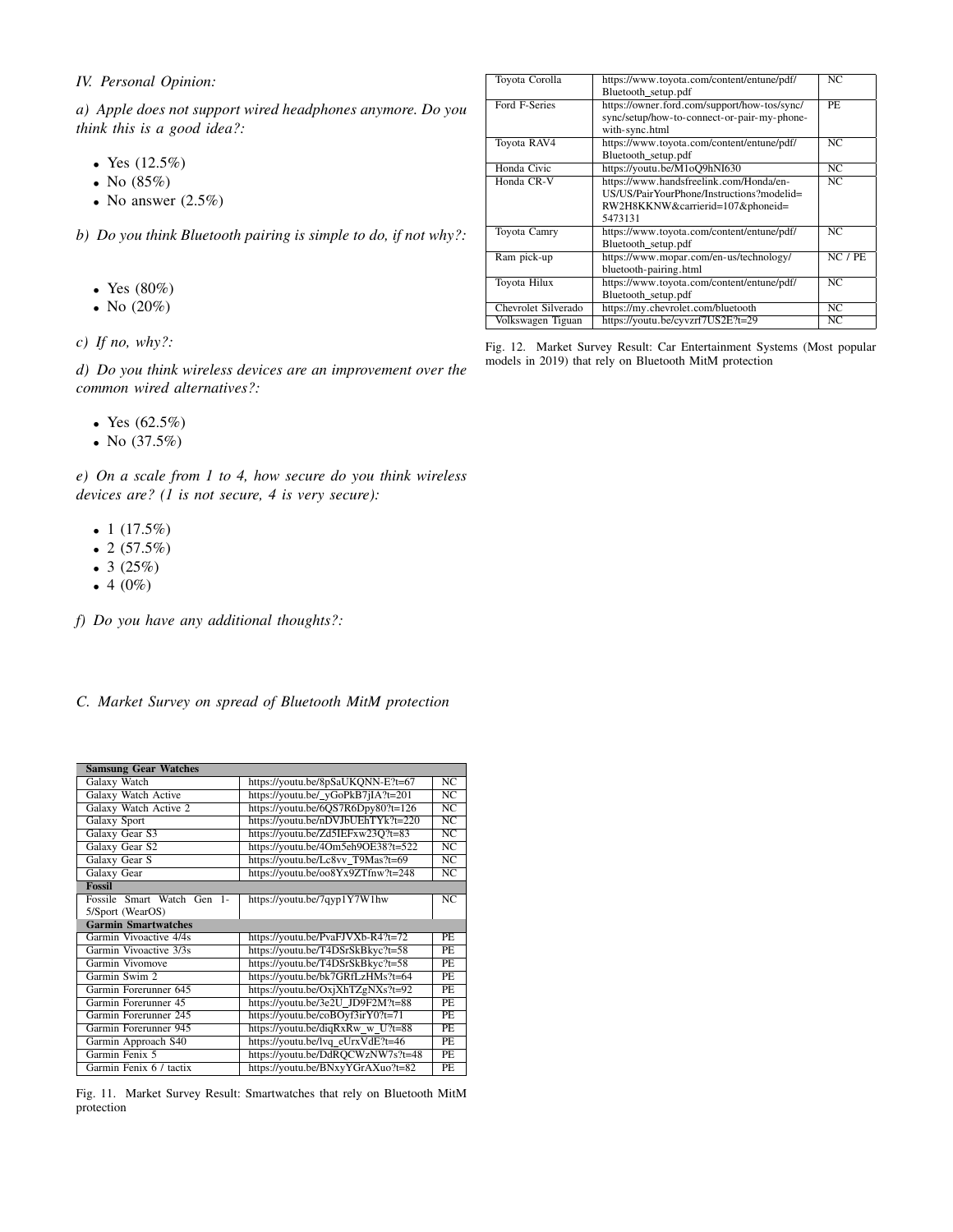### IV. Personal Opinion:

*a) Apple does not support wired headphones anymore. Do you think this is a good idea?:*

- Yes (12.5%)
- No (85%)
- No answer (2.5%)

*b) Do you think Bluetooth pairing is simple to do, if not why?:*

- Yes (80%)
- No (20%)

*c) If no, why?:*

*d) Do you think wireless devices are an improvement over the common wired alternatives?:*

- Yes (62.5%)
- No (37.5%)

*e) On a scale from 1 to 4, how secure do you think wireless devices are? (1 is not secure, 4 is very secure):*

- 1 (17.5%)
- 2 (57.5%)
- 3 (25%)
- 4 (0%)

*f) Do you have any additional thoughts?:*

## C. Market Survey on spread of Bluetooth MitM protection

| | | |
|---|---|---|
| **Samsung Gear Watches** | | |
| Galaxy Watch | https://youtu.be/8pSaUKQNN-E?t=67 | NC |
| Galaxy Watch Active | https://youtu.be/_yGoPkB7jIA?t=201 | NC |
| Galaxy Watch Active 2 | https://youtu.be/6QS7R6Dpy80?t=126 | NC |
| Galaxy Sport | https://youtu.be/nDVJbUEhTYk?t=220 | NC |
| Galaxy Gear S3 | https://youtu.be/Zd5lEFxw23Q?t=83 | NC |
| Galaxy Gear S2 | https://youtu.be/4Om5eh9OE38?t=522 | NC |
| Galaxy Gear S | https://youtu.be/Lc8vv_T9Mas?t=69 | NC |
| Galaxy Gear | https://youtu.be/oo8Yx9ZTfnw?t=248 | NC |
| **Fossil** | | |
| Fossile Smart Watch Gen 1-5/Sport (WearOS) | https://youtu.be/7qyp1Y7W1hw | NC |
| **Garmin Smartwatches** | | |
| Garmin Vivoactive 4/4s | https://youtu.be/PvaFJVXb-R4?t=72 | PE |
| Garmin Vivoactive 3/3s | https://youtu.be/T4DSrSkBkyc?t=58 | PE |
| Garmin Vivomove | https://youtu.be/T4DSrSkBkyc?t=58 | PE |
| Garmin Swim 2 | https://youtu.be/bk7GRfLzHMs?t=64 | PE |
| Garmin Forerunner 645 | https://youtu.be/OxjXhTZgNXs?t=92 | PE |
| Garmin Forerunner 45 | https://youtu.be/3e2U_JD9F2M?t=88 | PE |
| Garmin Forerunner 245 | https://youtu.be/coBOyf3irY0?t=71 | PE |
| Garmin Forerunner 945 | https://youtu.be/diqRxRw_w_U?t=88 | PE |
| Garmin Approach S40 | https://youtu.be/lvq_eUrxVdE?t=46 | PE |
| Garmin Fenix 5 | https://youtu.be/DdRQCWzNW7s?t=48 | PE |
| Garmin Fenix 6 / tactix | https://youtu.be/BNxyYGrAXuo?t=82 | PE |

Fig. 11. Market Survey Result: Smartwatches that rely on Bluetooth MitM protection

| | | |
|---|---|---|
| Toyota Corolla | https://www.toyota.com/content/entune/pdf/Bluetooth_setup.pdf | NC |
| Ford F-Series | https://owner.ford.com/support/how-tos/sync/sync/setup/how-to-connect-or-pair-my-phone-with-sync.html | PE |
| Toyota RAV4 | https://www.toyota.com/content/entune/pdf/Bluetooth_setup.pdf | NC |
| Honda Civic | https://youtu.be/M1oQ9hNI630 | NC |
| Honda CR-V | https://www.handsfreelink.com/Honda/en-US/US/PairYourPhone/Instructions?modelid=RW2H8KKNW&carrierid=107&phoneid=5473131 | NC |
| Toyota Camry | https://www.toyota.com/content/entune/pdf/Bluetooth_setup.pdf | NC |
| Ram pick-up | https://www.mopar.com/en-us/technology/bluetooth-pairing.html | NC / PE |
| Toyota Hilux | https://www.toyota.com/content/entune/pdf/Bluetooth_setup.pdf | NC |
| Chevrolet Silverado | https://my.chevrolet.com/bluetooth | NC |
| Volkswagen Tiguan | https://youtu.be/cyvzrf7US2E?t=29 | NC |

Fig. 12. Market Survey Result: Car Entertainment Systems (Most popular models in 2019) that rely on Bluetooth MitM protection